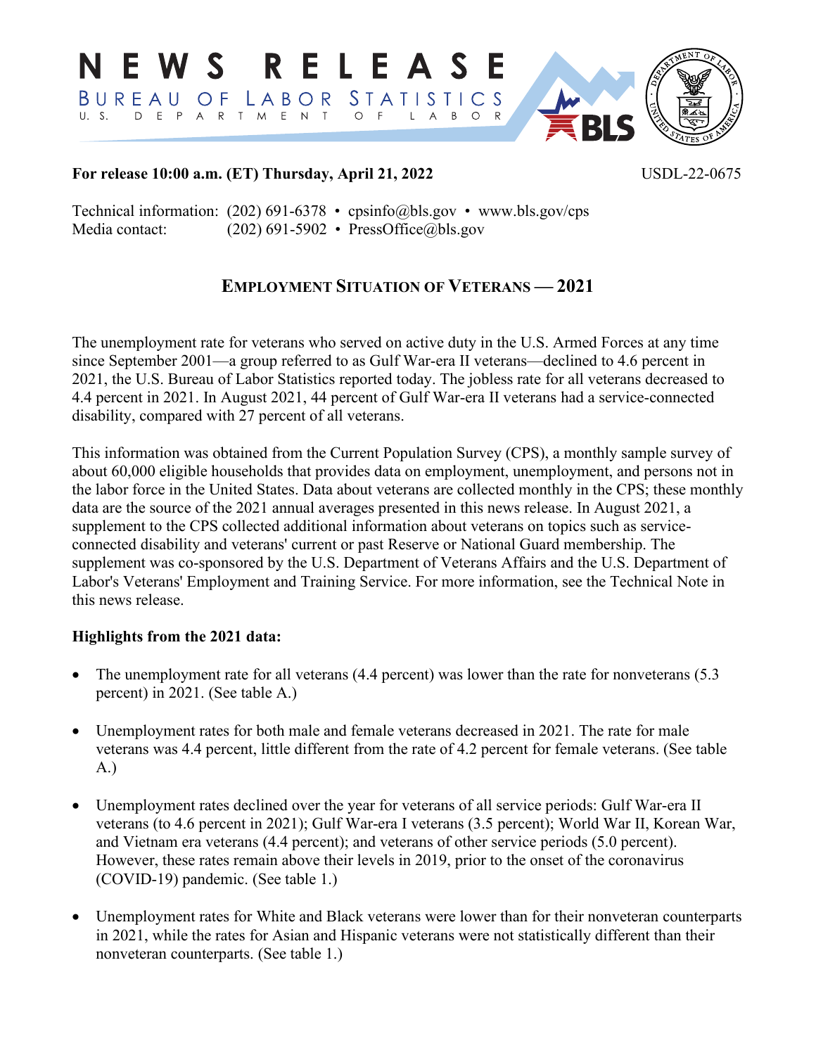# NEWS RELEASE

BUREAU OF LABOR STATISTICS
U. S. DEPARTMENT OF LABOR

**For release 10:00 a.m. (ET) Thursday, April 21, 2022** USDL-22-0675

Technical information: (202) 691-6378 • cpsinfo@bls.gov • www.bls.gov/cps
Media contact: (202) 691-5902 • PressOffice@bls.gov

## EMPLOYMENT SITUATION OF VETERANS — 2021

The unemployment rate for veterans who served on active duty in the U.S. Armed Forces at any time since September 2001—a group referred to as Gulf War-era II veterans—declined to 4.6 percent in 2021, the U.S. Bureau of Labor Statistics reported today. The jobless rate for all veterans decreased to 4.4 percent in 2021. In August 2021, 44 percent of Gulf War-era II veterans had a service-connected disability, compared with 27 percent of all veterans.

This information was obtained from the Current Population Survey (CPS), a monthly sample survey of about 60,000 eligible households that provides data on employment, unemployment, and persons not in the labor force in the United States. Data about veterans are collected monthly in the CPS; these monthly data are the source of the 2021 annual averages presented in this news release. In August 2021, a supplement to the CPS collected additional information about veterans on topics such as service-connected disability and veterans' current or past Reserve or National Guard membership. The supplement was co-sponsored by the U.S. Department of Veterans Affairs and the U.S. Department of Labor's Veterans' Employment and Training Service. For more information, see the Technical Note in this news release.

**Highlights from the 2021 data:**

- The unemployment rate for all veterans (4.4 percent) was lower than the rate for nonveterans (5.3 percent) in 2021. (See table A.)
- Unemployment rates for both male and female veterans decreased in 2021. The rate for male veterans was 4.4 percent, little different from the rate of 4.2 percent for female veterans. (See table A.)
- Unemployment rates declined over the year for veterans of all service periods: Gulf War-era II veterans (to 4.6 percent in 2021); Gulf War-era I veterans (3.5 percent); World War II, Korean War, and Vietnam era veterans (4.4 percent); and veterans of other service periods (5.0 percent). However, these rates remain above their levels in 2019, prior to the onset of the coronavirus (COVID-19) pandemic. (See table 1.)
- Unemployment rates for White and Black veterans were lower than for their nonveteran counterparts in 2021, while the rates for Asian and Hispanic veterans were not statistically different than their nonveteran counterparts. (See table 1.)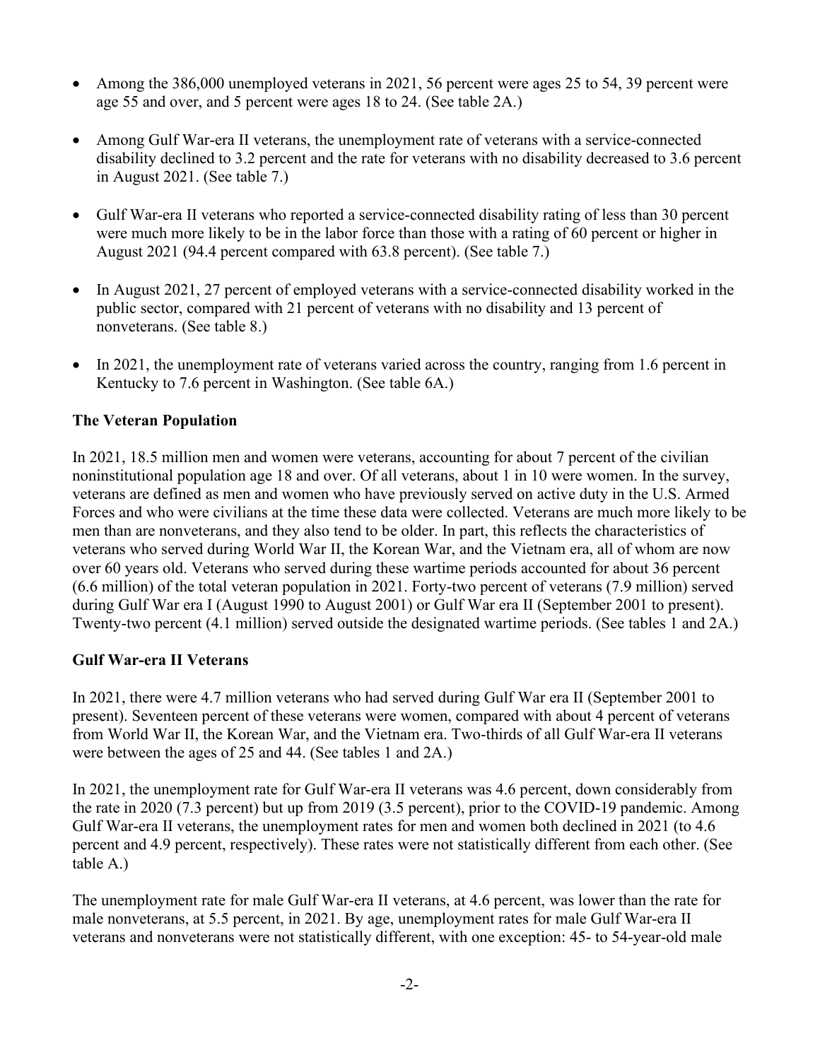- Among the 386,000 unemployed veterans in 2021, 56 percent were ages 25 to 54, 39 percent were age 55 and over, and 5 percent were ages 18 to 24. (See table 2A.)
- Among Gulf War-era II veterans, the unemployment rate of veterans with a service-connected disability declined to 3.2 percent and the rate for veterans with no disability decreased to 3.6 percent in August 2021. (See table 7.)
- Gulf War-era II veterans who reported a service-connected disability rating of less than 30 percent were much more likely to be in the labor force than those with a rating of 60 percent or higher in August 2021 (94.4 percent compared with 63.8 percent). (See table 7.)
- In August 2021, 27 percent of employed veterans with a service-connected disability worked in the public sector, compared with 21 percent of veterans with no disability and 13 percent of nonveterans. (See table 8.)
- In 2021, the unemployment rate of veterans varied across the country, ranging from 1.6 percent in Kentucky to 7.6 percent in Washington. (See table 6A.)

**The Veteran Population**

In 2021, 18.5 million men and women were veterans, accounting for about 7 percent of the civilian noninstitutional population age 18 and over. Of all veterans, about 1 in 10 were women. In the survey, veterans are defined as men and women who have previously served on active duty in the U.S. Armed Forces and who were civilians at the time these data were collected. Veterans are much more likely to be men than are nonveterans, and they also tend to be older. In part, this reflects the characteristics of veterans who served during World War II, the Korean War, and the Vietnam era, all of whom are now over 60 years old. Veterans who served during these wartime periods accounted for about 36 percent (6.6 million) of the total veteran population in 2021. Forty-two percent of veterans (7.9 million) served during Gulf War era I (August 1990 to August 2001) or Gulf War era II (September 2001 to present). Twenty-two percent (4.1 million) served outside the designated wartime periods. (See tables 1 and 2A.)

**Gulf War-era II Veterans**

In 2021, there were 4.7 million veterans who had served during Gulf War era II (September 2001 to present). Seventeen percent of these veterans were women, compared with about 4 percent of veterans from World War II, the Korean War, and the Vietnam era. Two-thirds of all Gulf War-era II veterans were between the ages of 25 and 44. (See tables 1 and 2A.)

In 2021, the unemployment rate for Gulf War-era II veterans was 4.6 percent, down considerably from the rate in 2020 (7.3 percent) but up from 2019 (3.5 percent), prior to the COVID-19 pandemic. Among Gulf War-era II veterans, the unemployment rates for men and women both declined in 2021 (to 4.6 percent and 4.9 percent, respectively). These rates were not statistically different from each other. (See table A.)

The unemployment rate for male Gulf War-era II veterans, at 4.6 percent, was lower than the rate for male nonveterans, at 5.5 percent, in 2021. By age, unemployment rates for male Gulf War-era II veterans and nonveterans were not statistically different, with one exception: 45- to 54-year-old male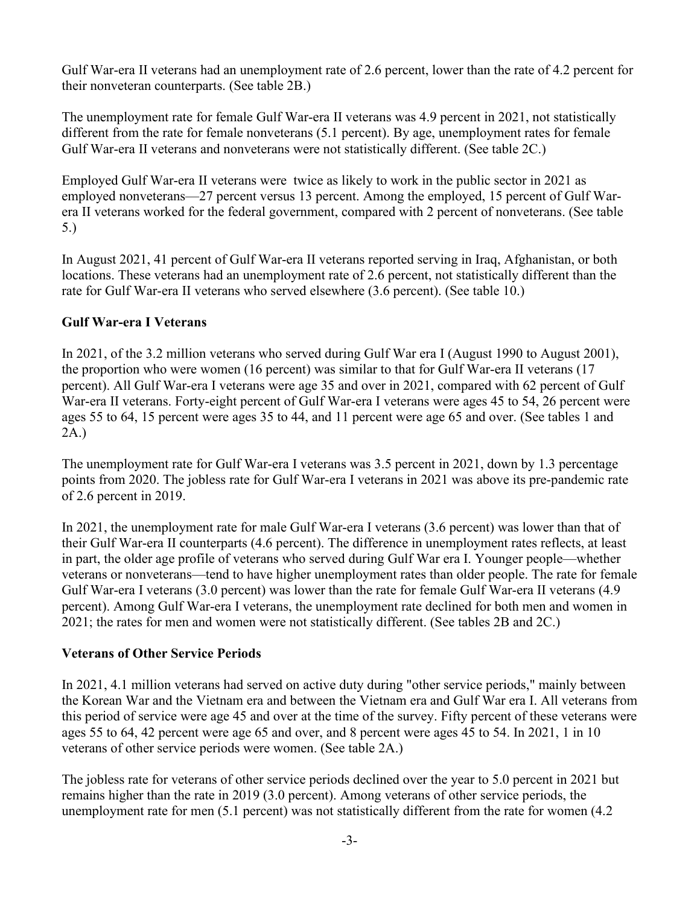Gulf War-era II veterans had an unemployment rate of 2.6 percent, lower than the rate of 4.2 percent for their nonveteran counterparts. (See table 2B.)

The unemployment rate for female Gulf War-era II veterans was 4.9 percent in 2021, not statistically different from the rate for female nonveterans (5.1 percent). By age, unemployment rates for female Gulf War-era II veterans and nonveterans were not statistically different. (See table 2C.)

Employed Gulf War-era II veterans were twice as likely to work in the public sector in 2021 as employed nonveterans—27 percent versus 13 percent. Among the employed, 15 percent of Gulf War-era II veterans worked for the federal government, compared with 2 percent of nonveterans. (See table 5.)

In August 2021, 41 percent of Gulf War-era II veterans reported serving in Iraq, Afghanistan, or both locations. These veterans had an unemployment rate of 2.6 percent, not statistically different than the rate for Gulf War-era II veterans who served elsewhere (3.6 percent). (See table 10.)

### Gulf War-era I Veterans

In 2021, of the 3.2 million veterans who served during Gulf War era I (August 1990 to August 2001), the proportion who were women (16 percent) was similar to that for Gulf War-era II veterans (17 percent). All Gulf War-era I veterans were age 35 and over in 2021, compared with 62 percent of Gulf War-era II veterans. Forty-eight percent of Gulf War-era I veterans were ages 45 to 54, 26 percent were ages 55 to 64, 15 percent were ages 35 to 44, and 11 percent were age 65 and over. (See tables 1 and 2A.)

The unemployment rate for Gulf War-era I veterans was 3.5 percent in 2021, down by 1.3 percentage points from 2020. The jobless rate for Gulf War-era I veterans in 2021 was above its pre-pandemic rate of 2.6 percent in 2019.

In 2021, the unemployment rate for male Gulf War-era I veterans (3.6 percent) was lower than that of their Gulf War-era II counterparts (4.6 percent). The difference in unemployment rates reflects, at least in part, the older age profile of veterans who served during Gulf War era I. Younger people—whether veterans or nonveterans—tend to have higher unemployment rates than older people. The rate for female Gulf War-era I veterans (3.0 percent) was lower than the rate for female Gulf War-era II veterans (4.9 percent). Among Gulf War-era I veterans, the unemployment rate declined for both men and women in 2021; the rates for men and women were not statistically different. (See tables 2B and 2C.)

### Veterans of Other Service Periods

In 2021, 4.1 million veterans had served on active duty during "other service periods," mainly between the Korean War and the Vietnam era and between the Vietnam era and Gulf War era I. All veterans from this period of service were age 45 and over at the time of the survey. Fifty percent of these veterans were ages 55 to 64, 42 percent were age 65 and over, and 8 percent were ages 45 to 54. In 2021, 1 in 10 veterans of other service periods were women. (See table 2A.)

The jobless rate for veterans of other service periods declined over the year to 5.0 percent in 2021 but remains higher than the rate in 2019 (3.0 percent). Among veterans of other service periods, the unemployment rate for men (5.1 percent) was not statistically different from the rate for women (4.2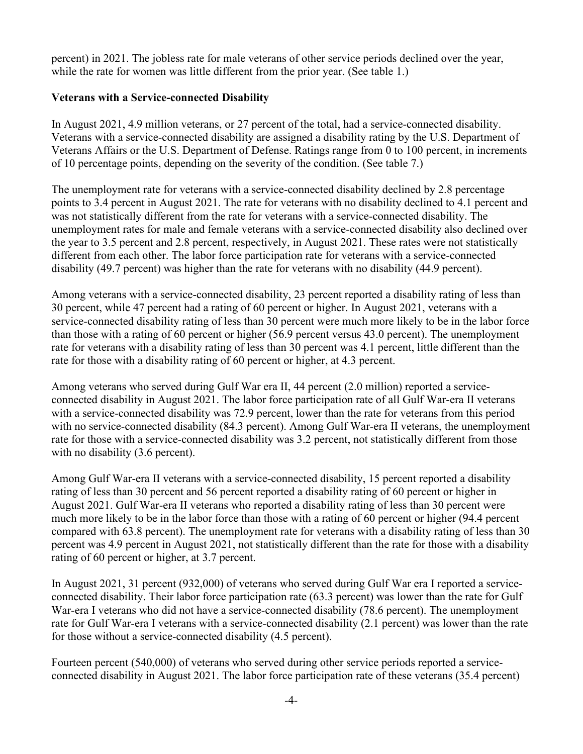percent) in 2021. The jobless rate for male veterans of other service periods declined over the year, while the rate for women was little different from the prior year. (See table 1.)

**Veterans with a Service-connected Disability**

In August 2021, 4.9 million veterans, or 27 percent of the total, had a service-connected disability. Veterans with a service-connected disability are assigned a disability rating by the U.S. Department of Veterans Affairs or the U.S. Department of Defense. Ratings range from 0 to 100 percent, in increments of 10 percentage points, depending on the severity of the condition. (See table 7.)

The unemployment rate for veterans with a service-connected disability declined by 2.8 percentage points to 3.4 percent in August 2021. The rate for veterans with no disability declined to 4.1 percent and was not statistically different from the rate for veterans with a service-connected disability. The unemployment rates for male and female veterans with a service-connected disability also declined over the year to 3.5 percent and 2.8 percent, respectively, in August 2021. These rates were not statistically different from each other. The labor force participation rate for veterans with a service-connected disability (49.7 percent) was higher than the rate for veterans with no disability (44.9 percent).

Among veterans with a service-connected disability, 23 percent reported a disability rating of less than 30 percent, while 47 percent had a rating of 60 percent or higher. In August 2021, veterans with a service-connected disability rating of less than 30 percent were much more likely to be in the labor force than those with a rating of 60 percent or higher (56.9 percent versus 43.0 percent). The unemployment rate for veterans with a disability rating of less than 30 percent was 4.1 percent, little different than the rate for those with a disability rating of 60 percent or higher, at 4.3 percent.

Among veterans who served during Gulf War era II, 44 percent (2.0 million) reported a service-connected disability in August 2021. The labor force participation rate of all Gulf War-era II veterans with a service-connected disability was 72.9 percent, lower than the rate for veterans from this period with no service-connected disability (84.3 percent). Among Gulf War-era II veterans, the unemployment rate for those with a service-connected disability was 3.2 percent, not statistically different from those with no disability (3.6 percent).

Among Gulf War-era II veterans with a service-connected disability, 15 percent reported a disability rating of less than 30 percent and 56 percent reported a disability rating of 60 percent or higher in August 2021. Gulf War-era II veterans who reported a disability rating of less than 30 percent were much more likely to be in the labor force than those with a rating of 60 percent or higher (94.4 percent compared with 63.8 percent). The unemployment rate for veterans with a disability rating of less than 30 percent was 4.9 percent in August 2021, not statistically different than the rate for those with a disability rating of 60 percent or higher, at 3.7 percent.

In August 2021, 31 percent (932,000) of veterans who served during Gulf War era I reported a service-connected disability. Their labor force participation rate (63.3 percent) was lower than the rate for Gulf War-era I veterans who did not have a service-connected disability (78.6 percent). The unemployment rate for Gulf War-era I veterans with a service-connected disability (2.1 percent) was lower than the rate for those without a service-connected disability (4.5 percent).

Fourteen percent (540,000) of veterans who served during other service periods reported a service-connected disability in August 2021. The labor force participation rate of these veterans (35.4 percent)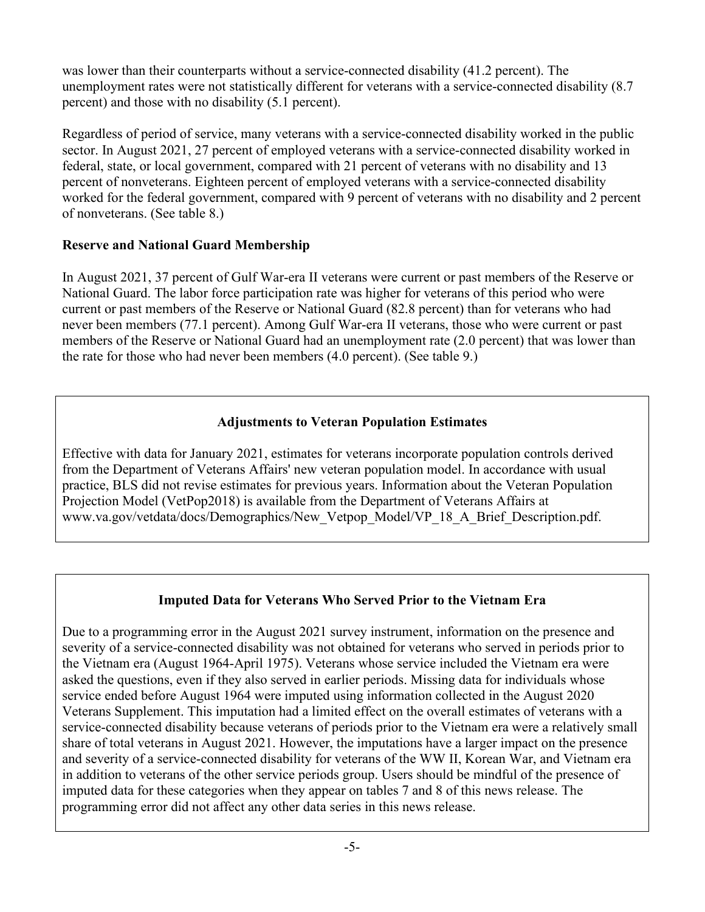was lower than their counterparts without a service-connected disability (41.2 percent). The unemployment rates were not statistically different for veterans with a service-connected disability (8.7 percent) and those with no disability (5.1 percent).

Regardless of period of service, many veterans with a service-connected disability worked in the public sector. In August 2021, 27 percent of employed veterans with a service-connected disability worked in federal, state, or local government, compared with 21 percent of veterans with no disability and 13 percent of nonveterans. Eighteen percent of employed veterans with a service-connected disability worked for the federal government, compared with 9 percent of veterans with no disability and 2 percent of nonveterans. (See table 8.)

**Reserve and National Guard Membership**

In August 2021, 37 percent of Gulf War-era II veterans were current or past members of the Reserve or National Guard. The labor force participation rate was higher for veterans of this period who were current or past members of the Reserve or National Guard (82.8 percent) than for veterans who had never been members (77.1 percent). Among Gulf War-era II veterans, those who were current or past members of the Reserve or National Guard had an unemployment rate (2.0 percent) that was lower than the rate for those who had never been members (4.0 percent). (See table 9.)

**Adjustments to Veteran Population Estimates**

Effective with data for January 2021, estimates for veterans incorporate population controls derived from the Department of Veterans Affairs' new veteran population model. In accordance with usual practice, BLS did not revise estimates for previous years. Information about the Veteran Population Projection Model (VetPop2018) is available from the Department of Veterans Affairs at www.va.gov/vetdata/docs/Demographics/New_Vetpop_Model/VP_18_A_Brief_Description.pdf.

**Imputed Data for Veterans Who Served Prior to the Vietnam Era**

Due to a programming error in the August 2021 survey instrument, information on the presence and severity of a service-connected disability was not obtained for veterans who served in periods prior to the Vietnam era (August 1964-April 1975). Veterans whose service included the Vietnam era were asked the questions, even if they also served in earlier periods. Missing data for individuals whose service ended before August 1964 were imputed using information collected in the August 2020 Veterans Supplement. This imputation had a limited effect on the overall estimates of veterans with a service-connected disability because veterans of periods prior to the Vietnam era were a relatively small share of total veterans in August 2021. However, the imputations have a larger impact on the presence and severity of a service-connected disability for veterans of the WW II, Korean War, and Vietnam era in addition to veterans of the other service periods group. Users should be mindful of the presence of imputed data for these categories when they appear on tables 7 and 8 of this news release. The programming error did not affect any other data series in this news release.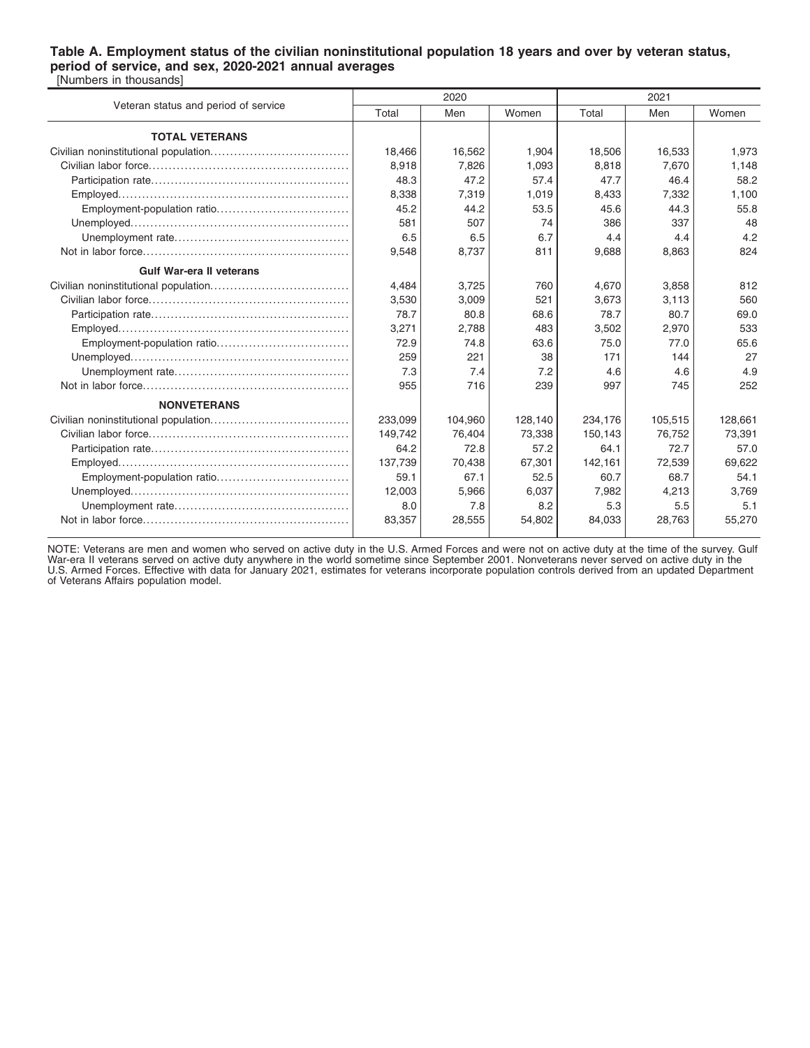**Table A. Employment status of the civilian noninstitutional population 18 years and over by veteran status, period of service, and sex, 2020-2021 annual averages**

[Numbers in thousands]

| Veteran status and period of service | 2020 | | | 2021 | | |
|---|---|---|---|---|---|---|
| | Total | Men | Women | Total | Men | Women |
| **TOTAL VETERANS** | | | | | | |
| Civilian noninstitutional population | 18,466 | 16,562 | 1,904 | 18,506 | 16,533 | 1,973 |
| Civilian labor force | 8,918 | 7,826 | 1,093 | 8,818 | 7,670 | 1,148 |
| Participation rate | 48.3 | 47.2 | 57.4 | 47.7 | 46.4 | 58.2 |
| Employed | 8,338 | 7,319 | 1,019 | 8,433 | 7,332 | 1,100 |
| Employment-population ratio | 45.2 | 44.2 | 53.5 | 45.6 | 44.3 | 55.8 |
| Unemployed | 581 | 507 | 74 | 386 | 337 | 48 |
| Unemployment rate | 6.5 | 6.5 | 6.7 | 4.4 | 4.4 | 4.2 |
| Not in labor force | 9,548 | 8,737 | 811 | 9,688 | 8,863 | 824 |
| **Gulf War-era II veterans** | | | | | | |
| Civilian noninstitutional population | 4,484 | 3,725 | 760 | 4,670 | 3,858 | 812 |
| Civilian labor force | 3,530 | 3,009 | 521 | 3,673 | 3,113 | 560 |
| Participation rate | 78.7 | 80.8 | 68.6 | 78.7 | 80.7 | 69.0 |
| Employed | 3,271 | 2,788 | 483 | 3,502 | 2,970 | 533 |
| Employment-population ratio | 72.9 | 74.8 | 63.6 | 75.0 | 77.0 | 65.6 |
| Unemployed | 259 | 221 | 38 | 171 | 144 | 27 |
| Unemployment rate | 7.3 | 7.4 | 7.2 | 4.6 | 4.6 | 4.9 |
| Not in labor force | 955 | 716 | 239 | 997 | 745 | 252 |
| **NONVETERANS** | | | | | | |
| Civilian noninstitutional population | 233,099 | 104,960 | 128,140 | 234,176 | 105,515 | 128,661 |
| Civilian labor force | 149,742 | 76,404 | 73,338 | 150,143 | 76,752 | 73,391 |
| Participation rate | 64.2 | 72.8 | 57.2 | 64.1 | 72.7 | 57.0 |
| Employed | 137,739 | 70,438 | 67,301 | 142,161 | 72,539 | 69,622 |
| Employment-population ratio | 59.1 | 67.1 | 52.5 | 60.7 | 68.7 | 54.1 |
| Unemployed | 12,003 | 5,966 | 6,037 | 7,982 | 4,213 | 3,769 |
| Unemployment rate | 8.0 | 7.8 | 8.2 | 5.3 | 5.5 | 5.1 |
| Not in labor force | 83,357 | 28,555 | 54,802 | 84,033 | 28,763 | 55,270 |

NOTE: Veterans are men and women who served on active duty in the U.S. Armed Forces and were not on active duty at the time of the survey. Gulf War-era II veterans served on active duty anywhere in the world sometime since September 2001. Nonveterans never served on active duty in the U.S. Armed Forces. Effective with data for January 2021, estimates for veterans incorporate population controls derived from an updated Department of Veterans Affairs population model.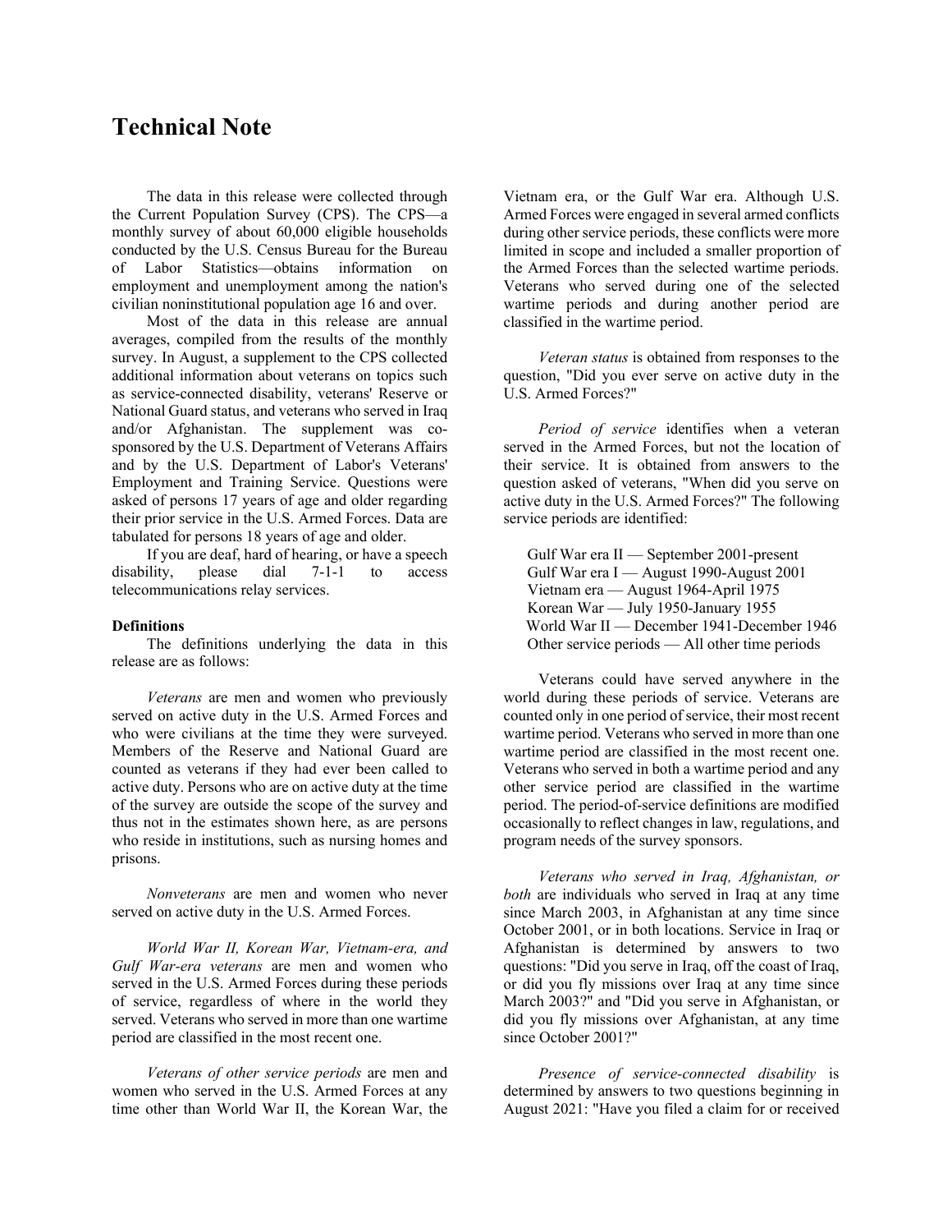# Technical Note

The data in this release were collected through the Current Population Survey (CPS). The CPS—a monthly survey of about 60,000 eligible households conducted by the U.S. Census Bureau for the Bureau of Labor Statistics—obtains information on employment and unemployment among the nation's civilian noninstitutional population age 16 and over.

Most of the data in this release are annual averages, compiled from the results of the monthly survey. In August, a supplement to the CPS collected additional information about veterans on topics such as service-connected disability, veterans' Reserve or National Guard status, and veterans who served in Iraq and/or Afghanistan. The supplement was co-sponsored by the U.S. Department of Veterans Affairs and by the U.S. Department of Labor's Veterans' Employment and Training Service. Questions were asked of persons 17 years of age and older regarding their prior service in the U.S. Armed Forces. Data are tabulated for persons 18 years of age and older.

If you are deaf, hard of hearing, or have a speech disability, please dial 7-1-1 to access telecommunications relay services.

**Definitions**

The definitions underlying the data in this release are as follows:

*Veterans* are men and women who previously served on active duty in the U.S. Armed Forces and who were civilians at the time they were surveyed. Members of the Reserve and National Guard are counted as veterans if they had ever been called to active duty. Persons who are on active duty at the time of the survey are outside the scope of the survey and thus not in the estimates shown here, as are persons who reside in institutions, such as nursing homes and prisons.

*Nonveterans* are men and women who never served on active duty in the U.S. Armed Forces.

*World War II, Korean War, Vietnam-era, and Gulf War-era veterans* are men and women who served in the U.S. Armed Forces during these periods of service, regardless of where in the world they served. Veterans who served in more than one wartime period are classified in the most recent one.

*Veterans of other service periods* are men and women who served in the U.S. Armed Forces at any time other than World War II, the Korean War, the Vietnam era, or the Gulf War era. Although U.S. Armed Forces were engaged in several armed conflicts during other service periods, these conflicts were more limited in scope and included a smaller proportion of the Armed Forces than the selected wartime periods. Veterans who served during one of the selected wartime periods and during another period are classified in the wartime period.

*Veteran status* is obtained from responses to the question, "Did you ever serve on active duty in the U.S. Armed Forces?"

*Period of service* identifies when a veteran served in the Armed Forces, but not the location of their service. It is obtained from answers to the question asked of veterans, "When did you serve on active duty in the U.S. Armed Forces?" The following service periods are identified:

Gulf War era II — September 2001-present
Gulf War era I — August 1990-August 2001
Vietnam era — August 1964-April 1975
Korean War — July 1950-January 1955
World War II — December 1941-December 1946
Other service periods — All other time periods

Veterans could have served anywhere in the world during these periods of service. Veterans are counted only in one period of service, their most recent wartime period. Veterans who served in more than one wartime period are classified in the most recent one. Veterans who served in both a wartime period and any other service period are classified in the wartime period. The period-of-service definitions are modified occasionally to reflect changes in law, regulations, and program needs of the survey sponsors.

*Veterans who served in Iraq, Afghanistan, or both* are individuals who served in Iraq at any time since March 2003, in Afghanistan at any time since October 2001, or in both locations. Service in Iraq or Afghanistan is determined by answers to two questions: "Did you serve in Iraq, off the coast of Iraq, or did you fly missions over Iraq at any time since March 2003?" and "Did you serve in Afghanistan, or did you fly missions over Afghanistan, at any time since October 2001?"

*Presence of service-connected disability* is determined by answers to two questions beginning in August 2021: "Have you filed a claim for or received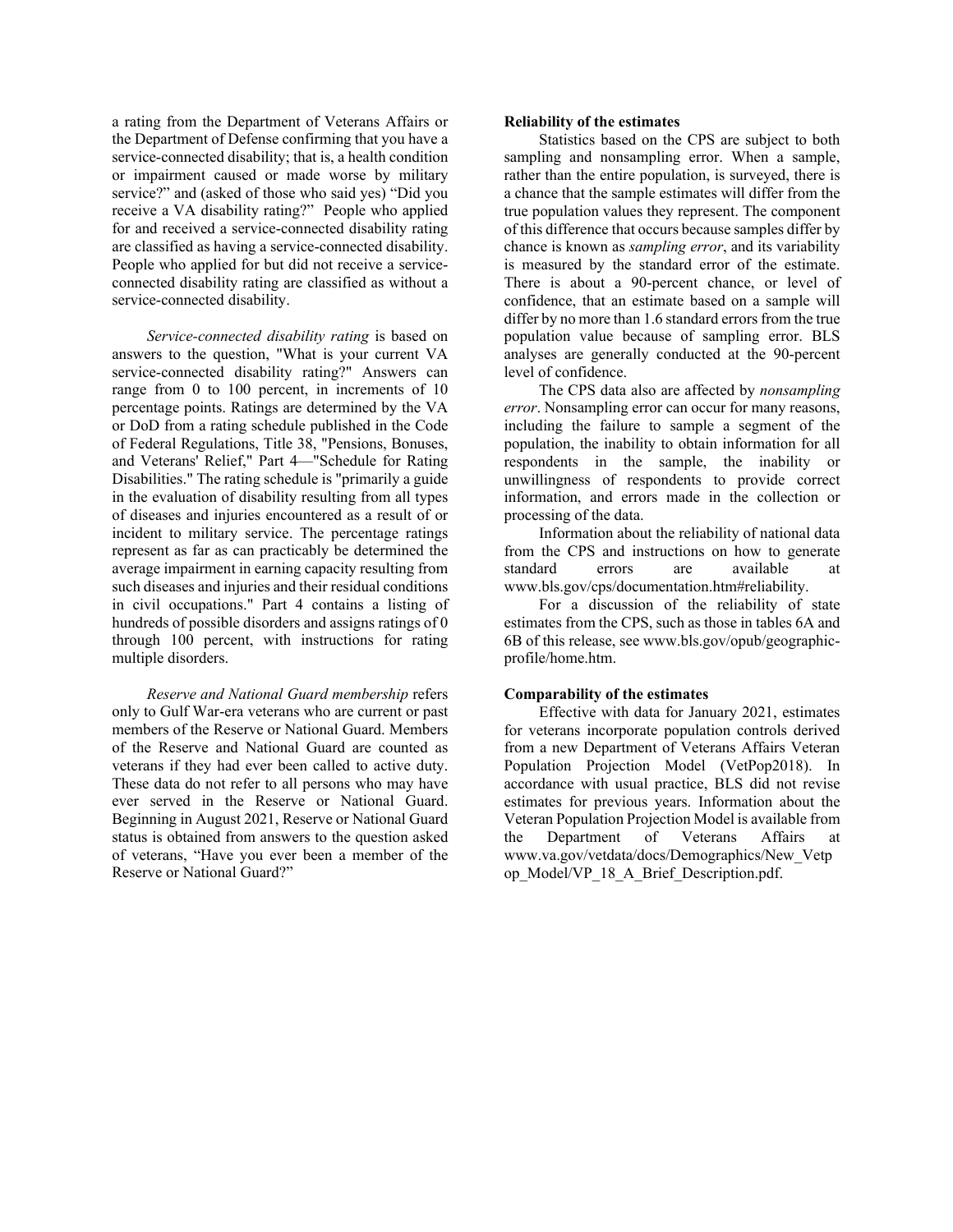a rating from the Department of Veterans Affairs or the Department of Defense confirming that you have a service-connected disability; that is, a health condition or impairment caused or made worse by military service?" and (asked of those who said yes) "Did you receive a VA disability rating?" People who applied for and received a service-connected disability rating are classified as having a service-connected disability. People who applied for but did not receive a service-connected disability rating are classified as without a service-connected disability.

*Service-connected disability rating* is based on answers to the question, "What is your current VA service-connected disability rating?" Answers can range from 0 to 100 percent, in increments of 10 percentage points. Ratings are determined by the VA or DoD from a rating schedule published in the Code of Federal Regulations, Title 38, "Pensions, Bonuses, and Veterans' Relief," Part 4—"Schedule for Rating Disabilities." The rating schedule is "primarily a guide in the evaluation of disability resulting from all types of diseases and injuries encountered as a result of or incident to military service. The percentage ratings represent as far as can practicably be determined the average impairment in earning capacity resulting from such diseases and injuries and their residual conditions in civil occupations." Part 4 contains a listing of hundreds of possible disorders and assigns ratings of 0 through 100 percent, with instructions for rating multiple disorders.

*Reserve and National Guard membership* refers only to Gulf War-era veterans who are current or past members of the Reserve or National Guard. Members of the Reserve and National Guard are counted as veterans if they had ever been called to active duty. These data do not refer to all persons who may have ever served in the Reserve or National Guard. Beginning in August 2021, Reserve or National Guard status is obtained from answers to the question asked of veterans, "Have you ever been a member of the Reserve or National Guard?"

**Reliability of the estimates**

Statistics based on the CPS are subject to both sampling and nonsampling error. When a sample, rather than the entire population, is surveyed, there is a chance that the sample estimates will differ from the true population values they represent. The component of this difference that occurs because samples differ by chance is known as *sampling error*, and its variability is measured by the standard error of the estimate. There is about a 90-percent chance, or level of confidence, that an estimate based on a sample will differ by no more than 1.6 standard errors from the true population value because of sampling error. BLS analyses are generally conducted at the 90-percent level of confidence.

The CPS data also are affected by *nonsampling error*. Nonsampling error can occur for many reasons, including the failure to sample a segment of the population, the inability to obtain information for all respondents in the sample, the inability or unwillingness of respondents to provide correct information, and errors made in the collection or processing of the data.

Information about the reliability of national data from the CPS and instructions on how to generate standard errors are available at www.bls.gov/cps/documentation.htm#reliability.

For a discussion of the reliability of state estimates from the CPS, such as those in tables 6A and 6B of this release, see www.bls.gov/opub/geographic-profile/home.htm.

**Comparability of the estimates**

Effective with data for January 2021, estimates for veterans incorporate population controls derived from a new Department of Veterans Affairs Veteran Population Projection Model (VetPop2018). In accordance with usual practice, BLS did not revise estimates for previous years. Information about the Veteran Population Projection Model is available from the Department of Veterans Affairs at www.va.gov/vetdata/docs/Demographics/New_Vetpop_Model/VP_18_A_Brief_Description.pdf.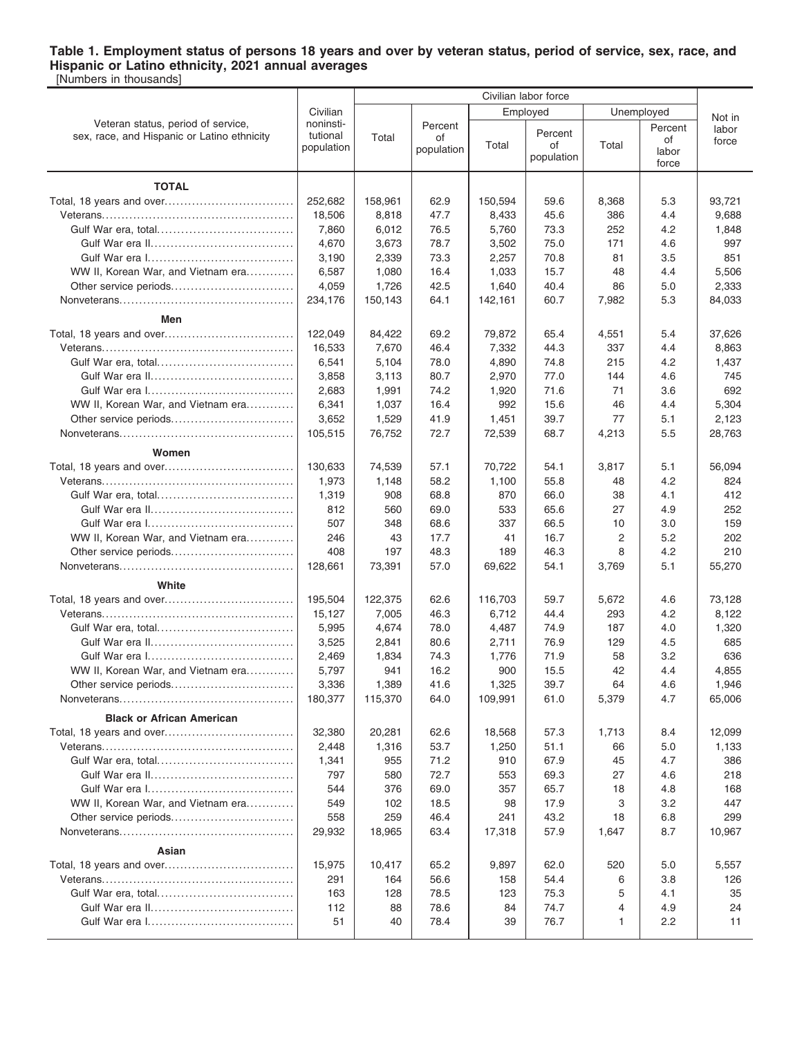**Table 1. Employment status of persons 18 years and over by veteran status, period of service, sex, race, and Hispanic or Latino ethnicity, 2021 annual averages**
[Numbers in thousands]

| Veteran status, period of service, sex, race, and Hispanic or Latino ethnicity | Civilian noninstitutional population | Civilian labor force | | | | | | Not in labor force |
|---|---|---|---|---|---|---|---|---|
| | | Total | Percent of population | Employed | | Unemployed | | |
| | | | | Total | Percent of population | Total | Percent of labor force | |
| **TOTAL** | | | | | | | | |
| Total, 18 years and over | 252,682 | 158,961 | 62.9 | 150,594 | 59.6 | 8,368 | 5.3 | 93,721 |
| Veterans | 18,506 | 8,818 | 47.7 | 8,433 | 45.6 | 386 | 4.4 | 9,688 |
| Gulf War era, total | 7,860 | 6,012 | 76.5 | 5,760 | 73.3 | 252 | 4.2 | 1,848 |
| Gulf War era II | 4,670 | 3,673 | 78.7 | 3,502 | 75.0 | 171 | 4.6 | 997 |
| Gulf War era I | 3,190 | 2,339 | 73.3 | 2,257 | 70.8 | 81 | 3.5 | 851 |
| WW II, Korean War, and Vietnam era | 6,587 | 1,080 | 16.4 | 1,033 | 15.7 | 48 | 4.4 | 5,506 |
| Other service periods | 4,059 | 1,726 | 42.5 | 1,640 | 40.4 | 86 | 5.0 | 2,333 |
| Nonveterans | 234,176 | 150,143 | 64.1 | 142,161 | 60.7 | 7,982 | 5.3 | 84,033 |
| **Men** | | | | | | | | |
| Total, 18 years and over | 122,049 | 84,422 | 69.2 | 79,872 | 65.4 | 4,551 | 5.4 | 37,626 |
| Veterans | 16,533 | 7,670 | 46.4 | 7,332 | 44.3 | 337 | 4.4 | 8,863 |
| Gulf War era, total | 6,541 | 5,104 | 78.0 | 4,890 | 74.8 | 215 | 4.2 | 1,437 |
| Gulf War era II | 3,858 | 3,113 | 80.7 | 2,970 | 77.0 | 144 | 4.6 | 745 |
| Gulf War era I | 2,683 | 1,991 | 74.2 | 1,920 | 71.6 | 71 | 3.6 | 692 |
| WW II, Korean War, and Vietnam era | 6,341 | 1,037 | 16.4 | 992 | 15.6 | 46 | 4.4 | 5,304 |
| Other service periods | 3,652 | 1,529 | 41.9 | 1,451 | 39.7 | 77 | 5.1 | 2,123 |
| Nonveterans | 105,515 | 76,752 | 72.7 | 72,539 | 68.7 | 4,213 | 5.5 | 28,763 |
| **Women** | | | | | | | | |
| Total, 18 years and over | 130,633 | 74,539 | 57.1 | 70,722 | 54.1 | 3,817 | 5.1 | 56,094 |
| Veterans | 1,973 | 1,148 | 58.2 | 1,100 | 55.8 | 48 | 4.2 | 824 |
| Gulf War era, total | 1,319 | 908 | 68.8 | 870 | 66.0 | 38 | 4.1 | 412 |
| Gulf War era II | 812 | 560 | 69.0 | 533 | 65.6 | 27 | 4.9 | 252 |
| Gulf War era I | 507 | 348 | 68.6 | 337 | 66.5 | 10 | 3.0 | 159 |
| WW II, Korean War, and Vietnam era | 246 | 43 | 17.7 | 41 | 16.7 | 2 | 5.2 | 202 |
| Other service periods | 408 | 197 | 48.3 | 189 | 46.3 | 8 | 4.2 | 210 |
| Nonveterans | 128,661 | 73,391 | 57.0 | 69,622 | 54.1 | 3,769 | 5.1 | 55,270 |
| **White** | | | | | | | | |
| Total, 18 years and over | 195,504 | 122,375 | 62.6 | 116,703 | 59.7 | 5,672 | 4.6 | 73,128 |
| Veterans | 15,127 | 7,005 | 46.3 | 6,712 | 44.4 | 293 | 4.2 | 8,122 |
| Gulf War era, total | 5,995 | 4,674 | 78.0 | 4,487 | 74.9 | 187 | 4.0 | 1,320 |
| Gulf War era II | 3,525 | 2,841 | 80.6 | 2,711 | 76.9 | 129 | 4.5 | 685 |
| Gulf War era I | 2,469 | 1,834 | 74.3 | 1,776 | 71.9 | 58 | 3.2 | 636 |
| WW II, Korean War, and Vietnam era | 5,797 | 941 | 16.2 | 900 | 15.5 | 42 | 4.4 | 4,855 |
| Other service periods | 3,336 | 1,389 | 41.6 | 1,325 | 39.7 | 64 | 4.6 | 1,946 |
| Nonveterans | 180,377 | 115,370 | 64.0 | 109,991 | 61.0 | 5,379 | 4.7 | 65,006 |
| **Black or African American** | | | | | | | | |
| Total, 18 years and over | 32,380 | 20,281 | 62.6 | 18,568 | 57.3 | 1,713 | 8.4 | 12,099 |
| Veterans | 2,448 | 1,316 | 53.7 | 1,250 | 51.1 | 66 | 5.0 | 1,133 |
| Gulf War era, total | 1,341 | 955 | 71.2 | 910 | 67.9 | 45 | 4.7 | 386 |
| Gulf War era II | 797 | 580 | 72.7 | 553 | 69.3 | 27 | 4.6 | 218 |
| Gulf War era I | 544 | 376 | 69.0 | 357 | 65.7 | 18 | 4.8 | 168 |
| WW II, Korean War, and Vietnam era | 549 | 102 | 18.5 | 98 | 17.9 | 3 | 3.2 | 447 |
| Other service periods | 558 | 259 | 46.4 | 241 | 43.2 | 18 | 6.8 | 299 |
| Nonveterans | 29,932 | 18,965 | 63.4 | 17,318 | 57.9 | 1,647 | 8.7 | 10,967 |
| **Asian** | | | | | | | | |
| Total, 18 years and over | 15,975 | 10,417 | 65.2 | 9,897 | 62.0 | 520 | 5.0 | 5,557 |
| Veterans | 291 | 164 | 56.6 | 158 | 54.4 | 6 | 3.8 | 126 |
| Gulf War era, total | 163 | 128 | 78.5 | 123 | 75.3 | 5 | 4.1 | 35 |
| Gulf War era II | 112 | 88 | 78.6 | 84 | 74.7 | 4 | 4.9 | 24 |
| Gulf War era I | 51 | 40 | 78.4 | 39 | 76.7 | 1 | 2.2 | 11 |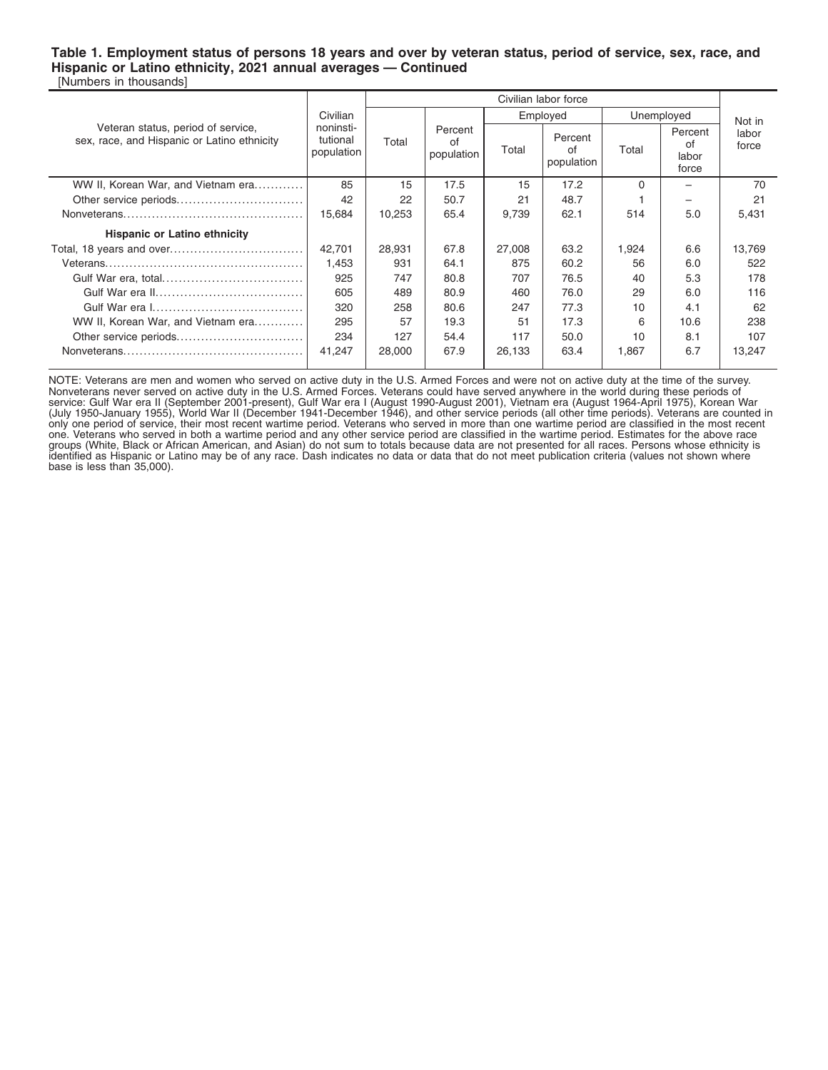**Table 1. Employment status of persons 18 years and over by veteran status, period of service, sex, race, and Hispanic or Latino ethnicity, 2021 annual averages — Continued**

[Numbers in thousands]

| Veteran status, period of service, sex, race, and Hispanic or Latino ethnicity | Civilian noninstitutional population | Civilian labor force | | | | | | Not in labor force |
|---|---|---|---|---|---|---|---|---|
| | | Total | Percent of population | Employed | | Unemployed | | |
| | | | | Total | Percent of population | Total | Percent of labor force | |
| WW II, Korean War, and Vietnam era | 85 | 15 | 17.5 | 15 | 17.2 | 0 | – | 70 |
| Other service periods | 42 | 22 | 50.7 | 21 | 48.7 | 1 | – | 21 |
| Nonveterans | 15,684 | 10,253 | 65.4 | 9,739 | 62.1 | 514 | 5.0 | 5,431 |
| **Hispanic or Latino ethnicity** | | | | | | | | |
| Total, 18 years and over | 42,701 | 28,931 | 67.8 | 27,008 | 63.2 | 1,924 | 6.6 | 13,769 |
| Veterans | 1,453 | 931 | 64.1 | 875 | 60.2 | 56 | 6.0 | 522 |
| Gulf War era, total | 925 | 747 | 80.8 | 707 | 76.5 | 40 | 5.3 | 178 |
| Gulf War era II | 605 | 489 | 80.9 | 460 | 76.0 | 29 | 6.0 | 116 |
| Gulf War era I | 320 | 258 | 80.6 | 247 | 77.3 | 10 | 4.1 | 62 |
| WW II, Korean War, and Vietnam era | 295 | 57 | 19.3 | 51 | 17.3 | 6 | 10.6 | 238 |
| Other service periods | 234 | 127 | 54.4 | 117 | 50.0 | 10 | 8.1 | 107 |
| Nonveterans | 41,247 | 28,000 | 67.9 | 26,133 | 63.4 | 1,867 | 6.7 | 13,247 |

NOTE: Veterans are men and women who served on active duty in the U.S. Armed Forces and were not on active duty at the time of the survey. Nonveterans never served on active duty in the U.S. Armed Forces. Veterans could have served anywhere in the world during these periods of service: Gulf War era II (September 2001-present), Gulf War era I (August 1990-August 2001), Vietnam era (August 1964-April 1975), Korean War (July 1950-January 1955), World War II (December 1941-December 1946), and other service periods (all other time periods). Veterans are counted in only one period of service, their most recent wartime period. Veterans who served in more than one wartime period are classified in the most recent one. Veterans who served in both a wartime period and any other service period are classified in the wartime period. Estimates for the above race groups (White, Black or African American, and Asian) do not sum to totals because data are not presented for all races. Persons whose ethnicity is identified as Hispanic or Latino may be of any race. Dash indicates no data or data that do not meet publication criteria (values not shown where base is less than 35,000).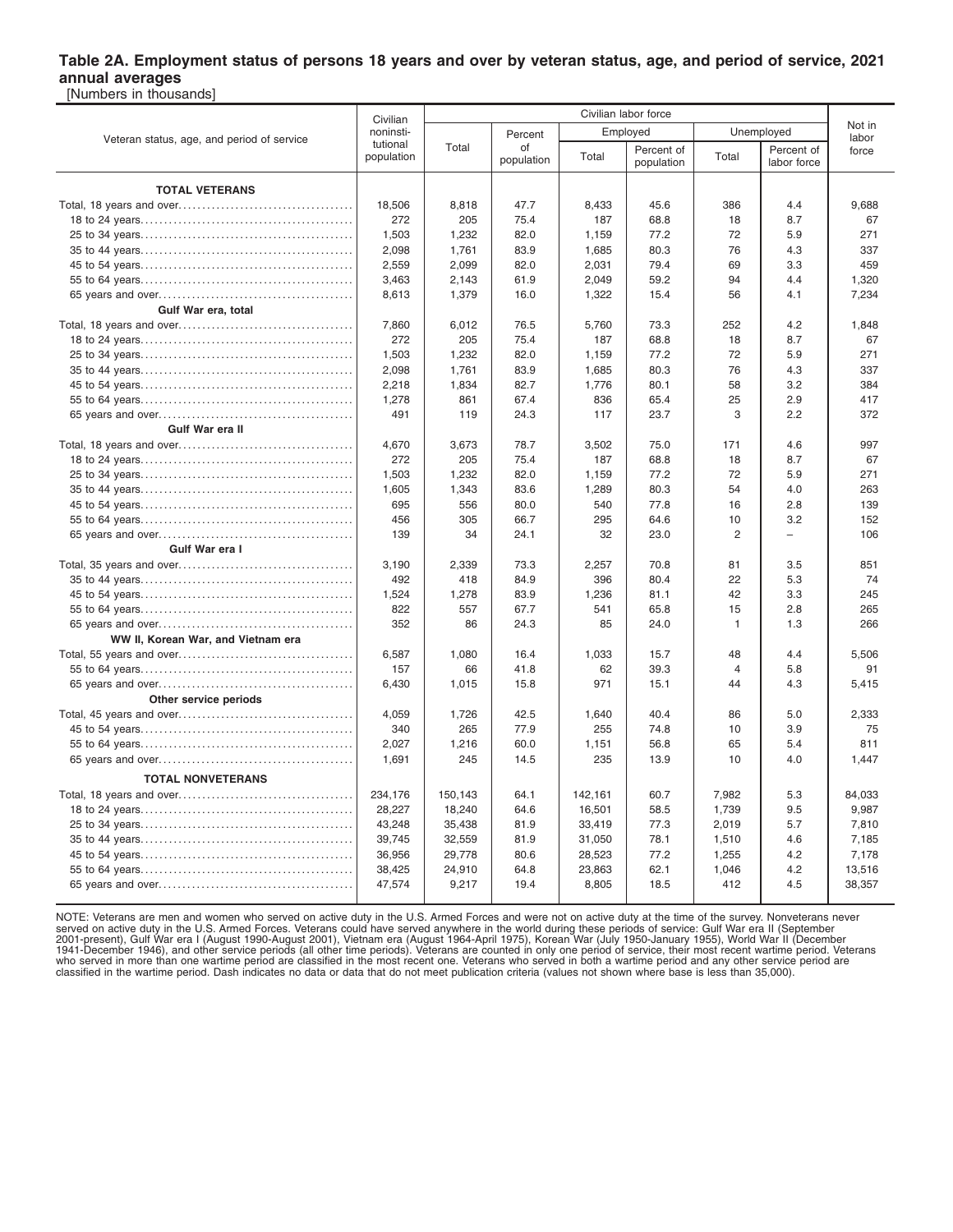### Table 2A. Employment status of persons 18 years and over by veteran status, age, and period of service, 2021 annual averages

[Numbers in thousands]

| Veteran status, age, and period of service | Civilian noninstitutional population | Civilian labor force | | | | | | Not in labor force |
|---|---|---|---|---|---|---|---|---|
| | | Total | Percent of population | Employed | | Unemployed | | |
| | | | | Total | Percent of population | Total | Percent of labor force | |
| **TOTAL VETERANS** | | | | | | | | |
| Total, 18 years and over | 18,506 | 8,818 | 47.7 | 8,433 | 45.6 | 386 | 4.4 | 9,688 |
| 18 to 24 years | 272 | 205 | 75.4 | 187 | 68.8 | 18 | 8.7 | 67 |
| 25 to 34 years | 1,503 | 1,232 | 82.0 | 1,159 | 77.2 | 72 | 5.9 | 271 |
| 35 to 44 years | 2,098 | 1,761 | 83.9 | 1,685 | 80.3 | 76 | 4.3 | 337 |
| 45 to 54 years | 2,559 | 2,099 | 82.0 | 2,031 | 79.4 | 69 | 3.3 | 459 |
| 55 to 64 years | 3,463 | 2,143 | 61.9 | 2,049 | 59.2 | 94 | 4.4 | 1,320 |
| 65 years and over | 8,613 | 1,379 | 16.0 | 1,322 | 15.4 | 56 | 4.1 | 7,234 |
| **Gulf War era, total** | | | | | | | | |
| Total, 18 years and over | 7,860 | 6,012 | 76.5 | 5,760 | 73.3 | 252 | 4.2 | 1,848 |
| 18 to 24 years | 272 | 205 | 75.4 | 187 | 68.8 | 18 | 8.7 | 67 |
| 25 to 34 years | 1,503 | 1,232 | 82.0 | 1,159 | 77.2 | 72 | 5.9 | 271 |
| 35 to 44 years | 2,098 | 1,761 | 83.9 | 1,685 | 80.3 | 76 | 4.3 | 337 |
| 45 to 54 years | 2,218 | 1,834 | 82.7 | 1,776 | 80.1 | 58 | 3.2 | 384 |
| 55 to 64 years | 1,278 | 861 | 67.4 | 836 | 65.4 | 25 | 2.9 | 417 |
| 65 years and over | 491 | 119 | 24.3 | 117 | 23.7 | 3 | 2.2 | 372 |
| **Gulf War era II** | | | | | | | | |
| Total, 18 years and over | 4,670 | 3,673 | 78.7 | 3,502 | 75.0 | 171 | 4.6 | 997 |
| 18 to 24 years | 272 | 205 | 75.4 | 187 | 68.8 | 18 | 8.7 | 67 |
| 25 to 34 years | 1,503 | 1,232 | 82.0 | 1,159 | 77.2 | 72 | 5.9 | 271 |
| 35 to 44 years | 1,605 | 1,343 | 83.6 | 1,289 | 80.3 | 54 | 4.0 | 263 |
| 45 to 54 years | 695 | 556 | 80.0 | 540 | 77.8 | 16 | 2.8 | 139 |
| 55 to 64 years | 456 | 305 | 66.7 | 295 | 64.6 | 10 | 3.2 | 152 |
| 65 years and over | 139 | 34 | 24.1 | 32 | 23.0 | 2 | – | 106 |
| **Gulf War era I** | | | | | | | | |
| Total, 35 years and over | 3,190 | 2,339 | 73.3 | 2,257 | 70.8 | 81 | 3.5 | 851 |
| 35 to 44 years | 492 | 418 | 84.9 | 396 | 80.4 | 22 | 5.3 | 74 |
| 45 to 54 years | 1,524 | 1,278 | 83.9 | 1,236 | 81.1 | 42 | 3.3 | 245 |
| 55 to 64 years | 822 | 557 | 67.7 | 541 | 65.8 | 15 | 2.8 | 265 |
| 65 years and over | 352 | 86 | 24.3 | 85 | 24.0 | 1 | 1.3 | 266 |
| **WW II, Korean War, and Vietnam era** | | | | | | | | |
| Total, 55 years and over | 6,587 | 1,080 | 16.4 | 1,033 | 15.7 | 48 | 4.4 | 5,506 |
| 55 to 64 years | 157 | 66 | 41.8 | 62 | 39.3 | 4 | 5.8 | 91 |
| 65 years and over | 6,430 | 1,015 | 15.8 | 971 | 15.1 | 44 | 4.3 | 5,415 |
| **Other service periods** | | | | | | | | |
| Total, 45 years and over | 4,059 | 1,726 | 42.5 | 1,640 | 40.4 | 86 | 5.0 | 2,333 |
| 45 to 54 years | 340 | 265 | 77.9 | 255 | 74.8 | 10 | 3.9 | 75 |
| 55 to 64 years | 2,027 | 1,216 | 60.0 | 1,151 | 56.8 | 65 | 5.4 | 811 |
| 65 years and over | 1,691 | 245 | 14.5 | 235 | 13.9 | 10 | 4.0 | 1,447 |
| **TOTAL NONVETERANS** | | | | | | | | |
| Total, 18 years and over | 234,176 | 150,143 | 64.1 | 142,161 | 60.7 | 7,982 | 5.3 | 84,033 |
| 18 to 24 years | 28,227 | 18,240 | 64.6 | 16,501 | 58.5 | 1,739 | 9.5 | 9,987 |
| 25 to 34 years | 43,248 | 35,438 | 81.9 | 33,419 | 77.3 | 2,019 | 5.7 | 7,810 |
| 35 to 44 years | 39,745 | 32,559 | 81.9 | 31,050 | 78.1 | 1,510 | 4.6 | 7,185 |
| 45 to 54 years | 36,956 | 29,778 | 80.6 | 28,523 | 77.2 | 1,255 | 4.2 | 7,178 |
| 55 to 64 years | 38,425 | 24,910 | 64.8 | 23,863 | 62.1 | 1,046 | 4.2 | 13,516 |
| 65 years and over | 47,574 | 9,217 | 19.4 | 8,805 | 18.5 | 412 | 4.5 | 38,357 |

NOTE: Veterans are men and women who served on active duty in the U.S. Armed Forces and were not on active duty at the time of the survey. Nonveterans never served on active duty in the U.S. Armed Forces. Veterans could have served anywhere in the world during these periods of service: Gulf War era II (September 2001-present), Gulf War era I (August 1990-August 2001), Vietnam era (August 1964-April 1975), Korean War (July 1950-January 1955), World War II (December 1941-December 1946), and other service periods (all other time periods). Veterans are counted in only one period of service, their most recent wartime period. Veterans who served in more than one wartime period are classified in the most recent one. Veterans who served in both a wartime period and any other service period are classified in the wartime period. Dash indicates no data or data that do not meet publication criteria (values not shown where base is less than 35,000).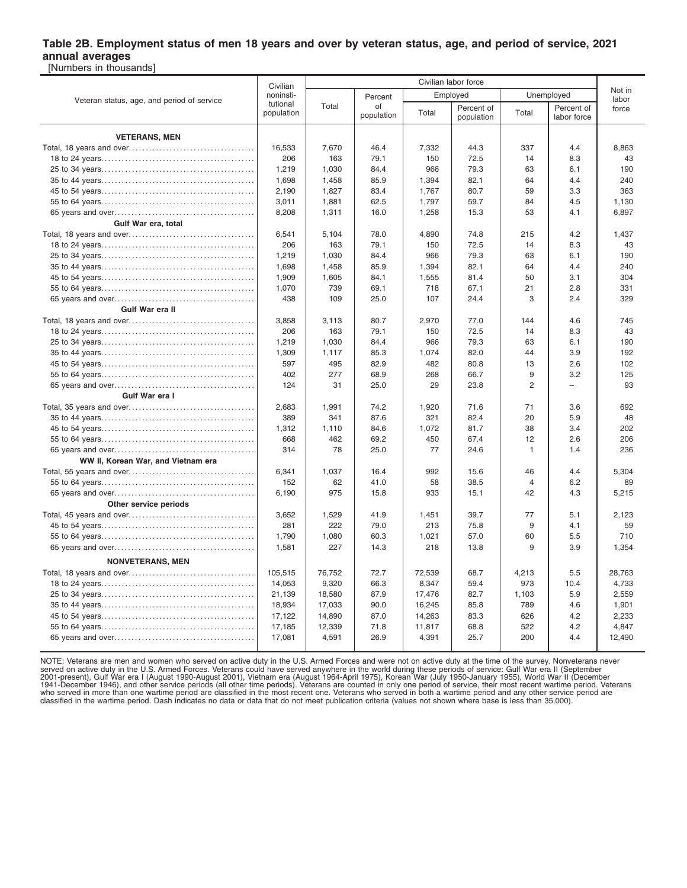### Table 2B. Employment status of men 18 years and over by veteran status, age, and period of service, 2021 annual averages

[Numbers in thousands]

| Veteran status, age, and period of service | Civilian noninstitutional population | Civilian labor force | | | | | | Not in labor force |
|---|---|---|---|---|---|---|---|---|
| | | Total | Percent of population | Employed | | Unemployed | | |
| | | | | Total | Percent of population | Total | Percent of labor force | |
| **VETERANS, MEN** | | | | | | | | |
| Total, 18 years and over | 16,533 | 7,670 | 46.4 | 7,332 | 44.3 | 337 | 4.4 | 8,863 |
| 18 to 24 years | 206 | 163 | 79.1 | 150 | 72.5 | 14 | 8.3 | 43 |
| 25 to 34 years | 1,219 | 1,030 | 84.4 | 966 | 79.3 | 63 | 6.1 | 190 |
| 35 to 44 years | 1,698 | 1,458 | 85.9 | 1,394 | 82.1 | 64 | 4.4 | 240 |
| 45 to 54 years | 2,190 | 1,827 | 83.4 | 1,767 | 80.7 | 59 | 3.3 | 363 |
| 55 to 64 years | 3,011 | 1,881 | 62.5 | 1,797 | 59.7 | 84 | 4.5 | 1,130 |
| 65 years and over | 8,208 | 1,311 | 16.0 | 1,258 | 15.3 | 53 | 4.1 | 6,897 |
| **Gulf War era, total** | | | | | | | | |
| Total, 18 years and over | 6,541 | 5,104 | 78.0 | 4,890 | 74.8 | 215 | 4.2 | 1,437 |
| 18 to 24 years | 206 | 163 | 79.1 | 150 | 72.5 | 14 | 8.3 | 43 |
| 25 to 34 years | 1,219 | 1,030 | 84.4 | 966 | 79.3 | 63 | 6.1 | 190 |
| 35 to 44 years | 1,698 | 1,458 | 85.9 | 1,394 | 82.1 | 64 | 4.4 | 240 |
| 45 to 54 years | 1,909 | 1,605 | 84.1 | 1,555 | 81.4 | 50 | 3.1 | 304 |
| 55 to 64 years | 1,070 | 739 | 69.1 | 718 | 67.1 | 21 | 2.8 | 331 |
| 65 years and over | 438 | 109 | 25.0 | 107 | 24.4 | 3 | 2.4 | 329 |
| **Gulf War era II** | | | | | | | | |
| Total, 18 years and over | 3,858 | 3,113 | 80.7 | 2,970 | 77.0 | 144 | 4.6 | 745 |
| 18 to 24 years | 206 | 163 | 79.1 | 150 | 72.5 | 14 | 8.3 | 43 |
| 25 to 34 years | 1,219 | 1,030 | 84.4 | 966 | 79.3 | 63 | 6.1 | 190 |
| 35 to 44 years | 1,309 | 1,117 | 85.3 | 1,074 | 82.0 | 44 | 3.9 | 192 |
| 45 to 54 years | 597 | 495 | 82.9 | 482 | 80.8 | 13 | 2.6 | 102 |
| 55 to 64 years | 402 | 277 | 68.9 | 268 | 66.7 | 9 | 3.2 | 125 |
| 65 years and over | 124 | 31 | 25.0 | 29 | 23.8 | 2 | – | 93 |
| **Gulf War era I** | | | | | | | | |
| Total, 35 years and over | 2,683 | 1,991 | 74.2 | 1,920 | 71.6 | 71 | 3.6 | 692 |
| 35 to 44 years | 389 | 341 | 87.6 | 321 | 82.4 | 20 | 5.9 | 48 |
| 45 to 54 years | 1,312 | 1,110 | 84.6 | 1,072 | 81.7 | 38 | 3.4 | 202 |
| 55 to 64 years | 668 | 462 | 69.2 | 450 | 67.4 | 12 | 2.6 | 206 |
| 65 years and over | 314 | 78 | 25.0 | 77 | 24.6 | 1 | 1.4 | 236 |
| **WW II, Korean War, and Vietnam era** | | | | | | | | |
| Total, 55 years and over | 6,341 | 1,037 | 16.4 | 992 | 15.6 | 46 | 4.4 | 5,304 |
| 55 to 64 years | 152 | 62 | 41.0 | 58 | 38.5 | 4 | 6.2 | 89 |
| 65 years and over | 6,190 | 975 | 15.8 | 933 | 15.1 | 42 | 4.3 | 5,215 |
| **Other service periods** | | | | | | | | |
| Total, 45 years and over | 3,652 | 1,529 | 41.9 | 1,451 | 39.7 | 77 | 5.1 | 2,123 |
| 45 to 54 years | 281 | 222 | 79.0 | 213 | 75.8 | 9 | 4.1 | 59 |
| 55 to 64 years | 1,790 | 1,080 | 60.3 | 1,021 | 57.0 | 60 | 5.5 | 710 |
| 65 years and over | 1,581 | 227 | 14.3 | 218 | 13.8 | 9 | 3.9 | 1,354 |
| **NONVETERANS, MEN** | | | | | | | | |
| Total, 18 years and over | 105,515 | 76,752 | 72.7 | 72,539 | 68.7 | 4,213 | 5.5 | 28,763 |
| 18 to 24 years | 14,053 | 9,320 | 66.3 | 8,347 | 59.4 | 973 | 10.4 | 4,733 |
| 25 to 34 years | 21,139 | 18,580 | 87.9 | 17,476 | 82.7 | 1,103 | 5.9 | 2,559 |
| 35 to 44 years | 18,934 | 17,033 | 90.0 | 16,245 | 85.8 | 789 | 4.6 | 1,901 |
| 45 to 54 years | 17,122 | 14,890 | 87.0 | 14,263 | 83.3 | 626 | 4.2 | 2,233 |
| 55 to 64 years | 17,185 | 12,339 | 71.8 | 11,817 | 68.8 | 522 | 4.2 | 4,847 |
| 65 years and over | 17,081 | 4,591 | 26.9 | 4,391 | 25.7 | 200 | 4.4 | 12,490 |

NOTE: Veterans are men and women who served on active duty in the U.S. Armed Forces and were not on active duty at the time of the survey. Nonveterans never served on active duty in the U.S. Armed Forces. Veterans could have served anywhere in the world during these periods of service: Gulf War era II (September 2001-present), Gulf War era I (August 1990-August 2001), Vietnam era (August 1964-April 1975), Korean War (July 1950-January 1955), World War II (December 1941-December 1946), and other service periods (all other time periods). Veterans are counted in only one period of service, their most recent wartime period. Veterans who served in more than one wartime period are classified in the most recent one. Veterans who served in both a wartime period and any other service period are classified in the wartime period. Dash indicates no data or data that do not meet publication criteria (values not shown where base is less than 35,000).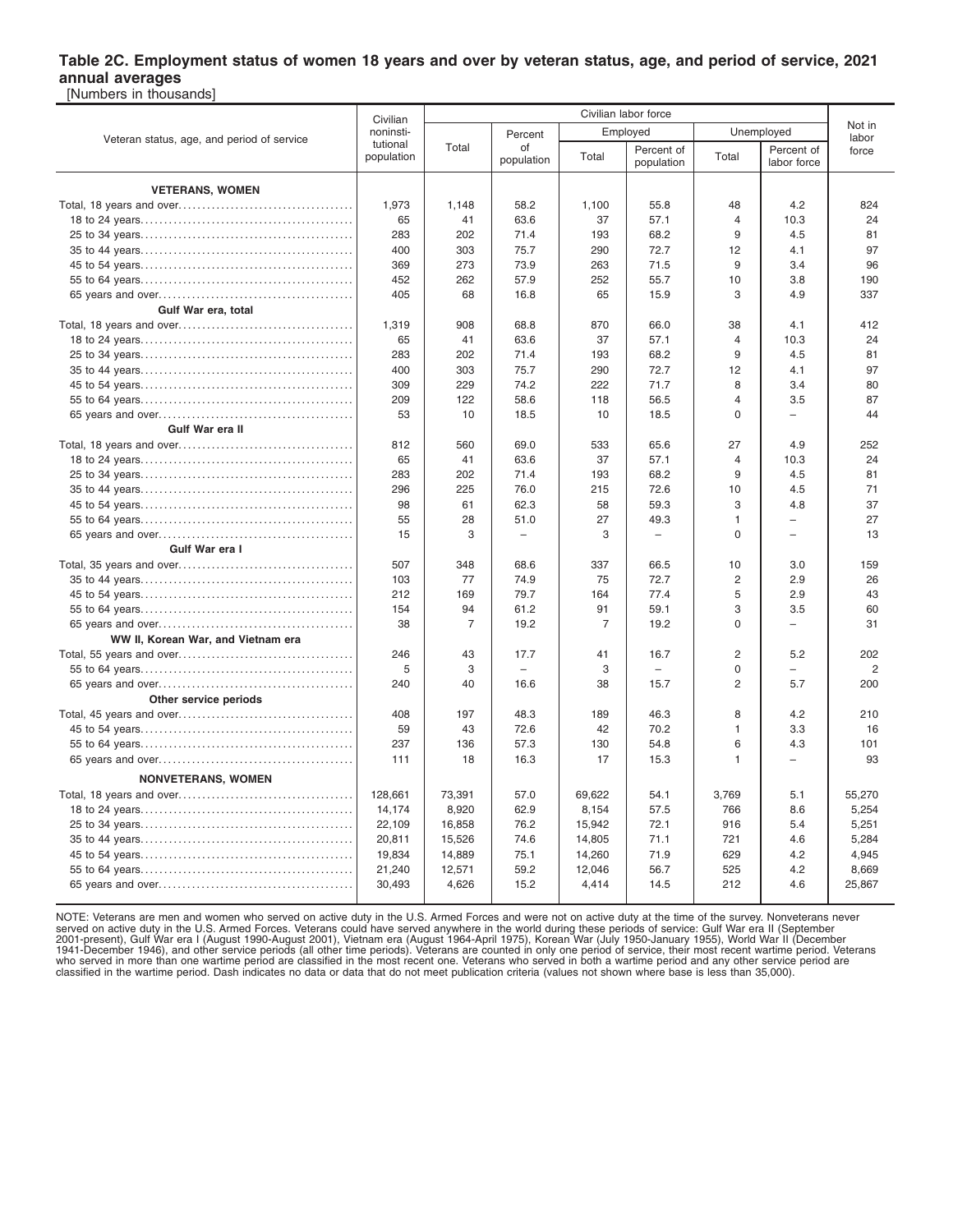## Table 2C. Employment status of women 18 years and over by veteran status, age, and period of service, 2021 annual averages

[Numbers in thousands]

| Veteran status, age, and period of service | Civilian noninstitutional population | Civilian labor force | | | | | | Not in labor force |
|---|---|---|---|---|---|---|---|---|
| | | Total | Percent of population | Employed | | Unemployed | | |
| | | | | Total | Percent of population | Total | Percent of labor force | |
| **VETERANS, WOMEN** | | | | | | | | |
| Total, 18 years and over | 1,973 | 1,148 | 58.2 | 1,100 | 55.8 | 48 | 4.2 | 824 |
| 18 to 24 years | 65 | 41 | 63.6 | 37 | 57.1 | 4 | 10.3 | 24 |
| 25 to 34 years | 283 | 202 | 71.4 | 193 | 68.2 | 9 | 4.5 | 81 |
| 35 to 44 years | 400 | 303 | 75.7 | 290 | 72.7 | 12 | 4.1 | 97 |
| 45 to 54 years | 369 | 273 | 73.9 | 263 | 71.5 | 9 | 3.4 | 96 |
| 55 to 64 years | 452 | 262 | 57.9 | 252 | 55.7 | 10 | 3.8 | 190 |
| 65 years and over | 405 | 68 | 16.8 | 65 | 15.9 | 3 | 4.9 | 337 |
| **Gulf War era, total** | | | | | | | | |
| Total, 18 years and over | 1,319 | 908 | 68.8 | 870 | 66.0 | 38 | 4.1 | 412 |
| 18 to 24 years | 65 | 41 | 63.6 | 37 | 57.1 | 4 | 10.3 | 24 |
| 25 to 34 years | 283 | 202 | 71.4 | 193 | 68.2 | 9 | 4.5 | 81 |
| 35 to 44 years | 400 | 303 | 75.7 | 290 | 72.7 | 12 | 4.1 | 97 |
| 45 to 54 years | 309 | 229 | 74.2 | 222 | 71.7 | 8 | 3.4 | 80 |
| 55 to 64 years | 209 | 122 | 58.6 | 118 | 56.5 | 4 | 3.5 | 87 |
| 65 years and over | 53 | 10 | 18.5 | 10 | 18.5 | 0 | – | 44 |
| **Gulf War era II** | | | | | | | | |
| Total, 18 years and over | 812 | 560 | 69.0 | 533 | 65.6 | 27 | 4.9 | 252 |
| 18 to 24 years | 65 | 41 | 63.6 | 37 | 57.1 | 4 | 10.3 | 24 |
| 25 to 34 years | 283 | 202 | 71.4 | 193 | 68.2 | 9 | 4.5 | 81 |
| 35 to 44 years | 296 | 225 | 76.0 | 215 | 72.6 | 10 | 4.5 | 71 |
| 45 to 54 years | 98 | 61 | 62.3 | 58 | 59.3 | 3 | 4.8 | 37 |
| 55 to 64 years | 55 | 28 | 51.0 | 27 | 49.3 | 1 | – | 27 |
| 65 years and over | 15 | 3 | – | 3 | – | 0 | – | 13 |
| **Gulf War era I** | | | | | | | | |
| Total, 35 years and over | 507 | 348 | 68.6 | 337 | 66.5 | 10 | 3.0 | 159 |
| 35 to 44 years | 103 | 77 | 74.9 | 75 | 72.7 | 2 | 2.9 | 26 |
| 45 to 54 years | 212 | 169 | 79.7 | 164 | 77.4 | 5 | 2.9 | 43 |
| 55 to 64 years | 154 | 94 | 61.2 | 91 | 59.1 | 3 | 3.5 | 60 |
| 65 years and over | 38 | 7 | 19.2 | 7 | 19.2 | 0 | – | 31 |
| **WW II, Korean War, and Vietnam era** | | | | | | | | |
| Total, 55 years and over | 246 | 43 | 17.7 | 41 | 16.7 | 2 | 5.2 | 202 |
| 55 to 64 years | 5 | 3 | – | 3 | – | 0 | – | 2 |
| 65 years and over | 240 | 40 | 16.6 | 38 | 15.7 | 2 | 5.7 | 200 |
| **Other service periods** | | | | | | | | |
| Total, 45 years and over | 408 | 197 | 48.3 | 189 | 46.3 | 8 | 4.2 | 210 |
| 45 to 54 years | 59 | 43 | 72.6 | 42 | 70.2 | 1 | 3.3 | 16 |
| 55 to 64 years | 237 | 136 | 57.3 | 130 | 54.8 | 6 | 4.3 | 101 |
| 65 years and over | 111 | 18 | 16.3 | 17 | 15.3 | 1 | – | 93 |
| **NONVETERANS, WOMEN** | | | | | | | | |
| Total, 18 years and over | 128,661 | 73,391 | 57.0 | 69,622 | 54.1 | 3,769 | 5.1 | 55,270 |
| 18 to 24 years | 14,174 | 8,920 | 62.9 | 8,154 | 57.5 | 766 | 8.6 | 5,254 |
| 25 to 34 years | 22,109 | 16,858 | 76.2 | 15,942 | 72.1 | 916 | 5.4 | 5,251 |
| 35 to 44 years | 20,811 | 15,526 | 74.6 | 14,805 | 71.1 | 721 | 4.6 | 5,284 |
| 45 to 54 years | 19,834 | 14,889 | 75.1 | 14,260 | 71.9 | 629 | 4.2 | 4,945 |
| 55 to 64 years | 21,240 | 12,571 | 59.2 | 12,046 | 56.7 | 525 | 4.2 | 8,669 |
| 65 years and over | 30,493 | 4,626 | 15.2 | 4,414 | 14.5 | 212 | 4.6 | 25,867 |

NOTE: Veterans are men and women who served on active duty in the U.S. Armed Forces and were not on active duty at the time of the survey. Nonveterans never served on active duty in the U.S. Armed Forces. Veterans could have served anywhere in the world during these periods of service: Gulf War era II (September 2001-present), Gulf War era I (August 1990-August 2001), Vietnam era (August 1964-April 1975), Korean War (July 1950-January 1955), World War II (December 1941-December 1946), and other service periods (all other time periods). Veterans are counted in only one period of service, their most recent wartime period. Veterans who served in more than one wartime period are classified in the most recent one. Veterans who served in both a wartime period and any other service period are classified in the wartime period. Dash indicates no data or data that do not meet publication criteria (values not shown where base is less than 35,000).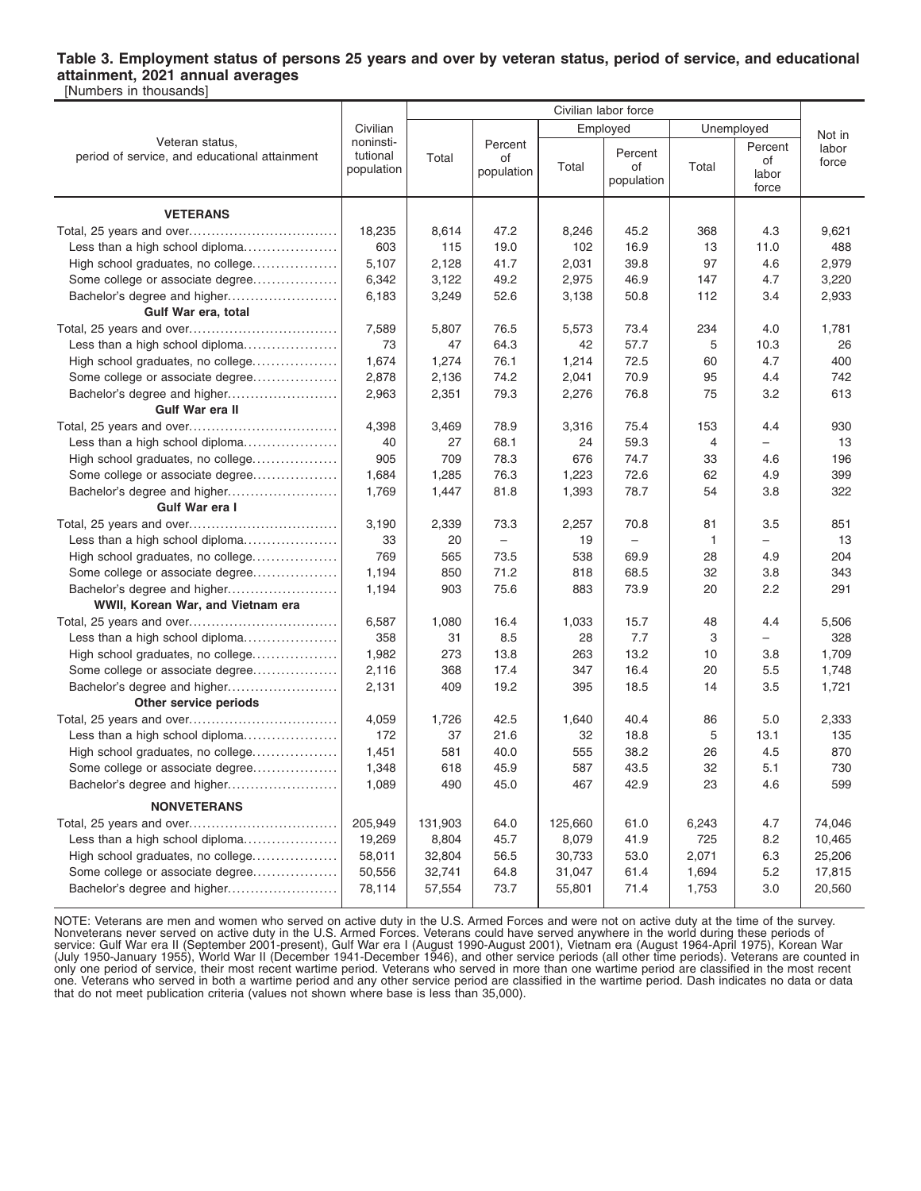### Table 3. Employment status of persons 25 years and over by veteran status, period of service, and educational attainment, 2021 annual averages

[Numbers in thousands]

| Veteran status, period of service, and educational attainment | Civilian noninstitutional population | Civilian labor force | | | | | | Not in labor force |
|---|---|---|---|---|---|---|---|---|
| | | Total | Percent of population | Employed | | Unemployed | | |
| | | | | Total | Percent of population | Total | Percent of labor force | |
| **VETERANS** | | | | | | | | |
| Total, 25 years and over | 18,235 | 8,614 | 47.2 | 8,246 | 45.2 | 368 | 4.3 | 9,621 |
| Less than a high school diploma | 603 | 115 | 19.0 | 102 | 16.9 | 13 | 11.0 | 488 |
| High school graduates, no college | 5,107 | 2,128 | 41.7 | 2,031 | 39.8 | 97 | 4.6 | 2,979 |
| Some college or associate degree | 6,342 | 3,122 | 49.2 | 2,975 | 46.9 | 147 | 4.7 | 3,220 |
| Bachelor's degree and higher | 6,183 | 3,249 | 52.6 | 3,138 | 50.8 | 112 | 3.4 | 2,933 |
| **Gulf War era, total** | | | | | | | | |
| Total, 25 years and over | 7,589 | 5,807 | 76.5 | 5,573 | 73.4 | 234 | 4.0 | 1,781 |
| Less than a high school diploma | 73 | 47 | 64.3 | 42 | 57.7 | 5 | 10.3 | 26 |
| High school graduates, no college | 1,674 | 1,274 | 76.1 | 1,214 | 72.5 | 60 | 4.7 | 400 |
| Some college or associate degree | 2,878 | 2,136 | 74.2 | 2,041 | 70.9 | 95 | 4.4 | 742 |
| Bachelor's degree and higher | 2,963 | 2,351 | 79.3 | 2,276 | 76.8 | 75 | 3.2 | 613 |
| **Gulf War era II** | | | | | | | | |
| Total, 25 years and over | 4,398 | 3,469 | 78.9 | 3,316 | 75.4 | 153 | 4.4 | 930 |
| Less than a high school diploma | 40 | 27 | 68.1 | 24 | 59.3 | 4 | – | 13 |
| High school graduates, no college | 905 | 709 | 78.3 | 676 | 74.7 | 33 | 4.6 | 196 |
| Some college or associate degree | 1,684 | 1,285 | 76.3 | 1,223 | 72.6 | 62 | 4.9 | 399 |
| Bachelor's degree and higher | 1,769 | 1,447 | 81.8 | 1,393 | 78.7 | 54 | 3.8 | 322 |
| **Gulf War era I** | | | | | | | | |
| Total, 25 years and over | 3,190 | 2,339 | 73.3 | 2,257 | 70.8 | 81 | 3.5 | 851 |
| Less than a high school diploma | 33 | 20 | – | 19 | – | 1 | – | 13 |
| High school graduates, no college | 769 | 565 | 73.5 | 538 | 69.9 | 28 | 4.9 | 204 |
| Some college or associate degree | 1,194 | 850 | 71.2 | 818 | 68.5 | 32 | 3.8 | 343 |
| Bachelor's degree and higher | 1,194 | 903 | 75.6 | 883 | 73.9 | 20 | 2.2 | 291 |
| **WWII, Korean War, and Vietnam era** | | | | | | | | |
| Total, 25 years and over | 6,587 | 1,080 | 16.4 | 1,033 | 15.7 | 48 | 4.4 | 5,506 |
| Less than a high school diploma | 358 | 31 | 8.5 | 28 | 7.7 | 3 | – | 328 |
| High school graduates, no college | 1,982 | 273 | 13.8 | 263 | 13.2 | 10 | 3.8 | 1,709 |
| Some college or associate degree | 2,116 | 368 | 17.4 | 347 | 16.4 | 20 | 5.5 | 1,748 |
| Bachelor's degree and higher | 2,131 | 409 | 19.2 | 395 | 18.5 | 14 | 3.5 | 1,721 |
| **Other service periods** | | | | | | | | |
| Total, 25 years and over | 4,059 | 1,726 | 42.5 | 1,640 | 40.4 | 86 | 5.0 | 2,333 |
| Less than a high school diploma | 172 | 37 | 21.6 | 32 | 18.8 | 5 | 13.1 | 135 |
| High school graduates, no college | 1,451 | 581 | 40.0 | 555 | 38.2 | 26 | 4.5 | 870 |
| Some college or associate degree | 1,348 | 618 | 45.9 | 587 | 43.5 | 32 | 5.1 | 730 |
| Bachelor's degree and higher | 1,089 | 490 | 45.0 | 467 | 42.9 | 23 | 4.6 | 599 |
| **NONVETERANS** | | | | | | | | |
| Total, 25 years and over | 205,949 | 131,903 | 64.0 | 125,660 | 61.0 | 6,243 | 4.7 | 74,046 |
| Less than a high school diploma | 19,269 | 8,804 | 45.7 | 8,079 | 41.9 | 725 | 8.2 | 10,465 |
| High school graduates, no college | 58,011 | 32,804 | 56.5 | 30,733 | 53.0 | 2,071 | 6.3 | 25,206 |
| Some college or associate degree | 50,556 | 32,741 | 64.8 | 31,047 | 61.4 | 1,694 | 5.2 | 17,815 |
| Bachelor's degree and higher | 78,114 | 57,554 | 73.7 | 55,801 | 71.4 | 1,753 | 3.0 | 20,560 |

NOTE: Veterans are men and women who served on active duty in the U.S. Armed Forces and were not on active duty at the time of the survey. Nonveterans never served on active duty in the U.S. Armed Forces. Veterans could have served anywhere in the world during these periods of service: Gulf War era II (September 2001-present), Gulf War era I (August 1990-August 2001), Vietnam era (August 1964-April 1975), Korean War (July 1950-January 1955), World War II (December 1941-December 1946), and other service periods (all other time periods). Veterans are counted in only one period of service, their most recent wartime period. Veterans who served in more than one wartime period are classified in the most recent one. Veterans who served in both a wartime period and any other service period are classified in the wartime period. Dash indicates no data or data that do not meet publication criteria (values not shown where base is less than 35,000).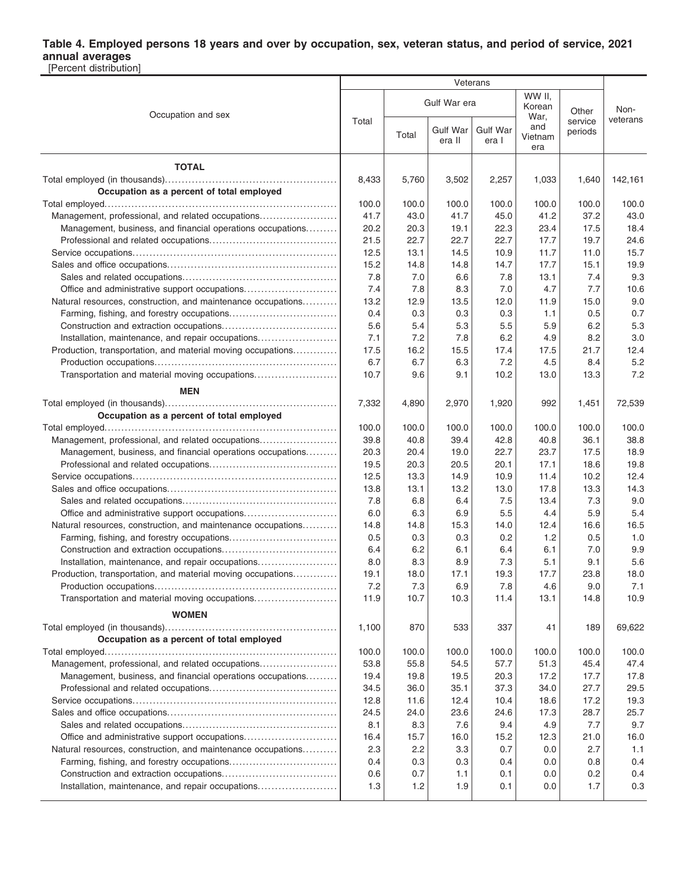**Table 4. Employed persons 18 years and over by occupation, sex, veteran status, and period of service, 2021 annual averages**

[Percent distribution]

| Occupation and sex | Veterans | | | | | | Non-veterans |
|---|---|---|---|---|---|---|---|
| | Total | Gulf War era | | | WW II, Korean War, and Vietnam era | Other service periods | |
| | | Total | Gulf War era II | Gulf War era I | | | |
| **TOTAL** | | | | | | | |
| Total employed (in thousands) | 8,433 | 5,760 | 3,502 | 2,257 | 1,033 | 1,640 | 142,161 |
| **Occupation as a percent of total employed** | | | | | | | |
| Total employed | 100.0 | 100.0 | 100.0 | 100.0 | 100.0 | 100.0 | 100.0 |
| Management, professional, and related occupations | 41.7 | 43.0 | 41.7 | 45.0 | 41.2 | 37.2 | 43.0 |
| Management, business, and financial operations occupations | 20.2 | 20.3 | 19.1 | 22.3 | 23.4 | 17.5 | 18.4 |
| Professional and related occupations | 21.5 | 22.7 | 22.7 | 22.7 | 17.7 | 19.7 | 24.6 |
| Service occupations | 12.5 | 13.1 | 14.5 | 10.9 | 11.7 | 11.0 | 15.7 |
| Sales and office occupations | 15.2 | 14.8 | 14.8 | 14.7 | 17.7 | 15.1 | 19.9 |
| Sales and related occupations | 7.8 | 7.0 | 6.6 | 7.8 | 13.1 | 7.4 | 9.3 |
| Office and administrative support occupations | 7.4 | 7.8 | 8.3 | 7.0 | 4.7 | 7.7 | 10.6 |
| Natural resources, construction, and maintenance occupations | 13.2 | 12.9 | 13.5 | 12.0 | 11.9 | 15.0 | 9.0 |
| Farming, fishing, and forestry occupations | 0.4 | 0.3 | 0.3 | 0.3 | 1.1 | 0.5 | 0.7 |
| Construction and extraction occupations | 5.6 | 5.4 | 5.3 | 5.5 | 5.9 | 6.2 | 5.3 |
| Installation, maintenance, and repair occupations | 7.1 | 7.2 | 7.8 | 6.2 | 4.9 | 8.2 | 3.0 |
| Production, transportation, and material moving occupations | 17.5 | 16.2 | 15.5 | 17.4 | 17.5 | 21.7 | 12.4 |
| Production occupations | 6.7 | 6.7 | 6.3 | 7.2 | 4.5 | 8.4 | 5.2 |
| Transportation and material moving occupations | 10.7 | 9.6 | 9.1 | 10.2 | 13.0 | 13.3 | 7.2 |
| **MEN** | | | | | | | |
| Total employed (in thousands) | 7,332 | 4,890 | 2,970 | 1,920 | 992 | 1,451 | 72,539 |
| **Occupation as a percent of total employed** | | | | | | | |
| Total employed | 100.0 | 100.0 | 100.0 | 100.0 | 100.0 | 100.0 | 100.0 |
| Management, professional, and related occupations | 39.8 | 40.8 | 39.4 | 42.8 | 40.8 | 36.1 | 38.8 |
| Management, business, and financial operations occupations | 20.3 | 20.4 | 19.0 | 22.7 | 23.7 | 17.5 | 18.9 |
| Professional and related occupations | 19.5 | 20.3 | 20.5 | 20.1 | 17.1 | 18.6 | 19.8 |
| Service occupations | 12.5 | 13.3 | 14.9 | 10.9 | 11.4 | 10.2 | 12.4 |
| Sales and office occupations | 13.8 | 13.1 | 13.2 | 13.0 | 17.8 | 13.3 | 14.3 |
| Sales and related occupations | 7.8 | 6.8 | 6.4 | 7.5 | 13.4 | 7.3 | 9.0 |
| Office and administrative support occupations | 6.0 | 6.3 | 6.9 | 5.5 | 4.4 | 5.9 | 5.4 |
| Natural resources, construction, and maintenance occupations | 14.8 | 14.8 | 15.3 | 14.0 | 12.4 | 16.6 | 16.5 |
| Farming, fishing, and forestry occupations | 0.5 | 0.3 | 0.3 | 0.2 | 1.2 | 0.5 | 1.0 |
| Construction and extraction occupations | 6.4 | 6.2 | 6.1 | 6.4 | 6.1 | 7.0 | 9.9 |
| Installation, maintenance, and repair occupations | 8.0 | 8.3 | 8.9 | 7.3 | 5.1 | 9.1 | 5.6 |
| Production, transportation, and material moving occupations | 19.1 | 18.0 | 17.1 | 19.3 | 17.7 | 23.8 | 18.0 |
| Production occupations | 7.2 | 7.3 | 6.9 | 7.8 | 4.6 | 9.0 | 7.1 |
| Transportation and material moving occupations | 11.9 | 10.7 | 10.3 | 11.4 | 13.1 | 14.8 | 10.9 |
| **WOMEN** | | | | | | | |
| Total employed (in thousands) | 1,100 | 870 | 533 | 337 | 41 | 189 | 69,622 |
| **Occupation as a percent of total employed** | | | | | | | |
| Total employed | 100.0 | 100.0 | 100.0 | 100.0 | 100.0 | 100.0 | 100.0 |
| Management, professional, and related occupations | 53.8 | 55.8 | 54.5 | 57.7 | 51.3 | 45.4 | 47.4 |
| Management, business, and financial operations occupations | 19.4 | 19.8 | 19.5 | 20.3 | 17.2 | 17.7 | 17.8 |
| Professional and related occupations | 34.5 | 36.0 | 35.1 | 37.3 | 34.0 | 27.7 | 29.5 |
| Service occupations | 12.8 | 11.6 | 12.4 | 10.4 | 18.6 | 17.2 | 19.3 |
| Sales and office occupations | 24.5 | 24.0 | 23.6 | 24.6 | 17.3 | 28.7 | 25.7 |
| Sales and related occupations | 8.1 | 8.3 | 7.6 | 9.4 | 4.9 | 7.7 | 9.7 |
| Office and administrative support occupations | 16.4 | 15.7 | 16.0 | 15.2 | 12.3 | 21.0 | 16.0 |
| Natural resources, construction, and maintenance occupations | 2.3 | 2.2 | 3.3 | 0.7 | 0.0 | 2.7 | 1.1 |
| Farming, fishing, and forestry occupations | 0.4 | 0.3 | 0.3 | 0.4 | 0.0 | 0.8 | 0.4 |
| Construction and extraction occupations | 0.6 | 0.7 | 1.1 | 0.1 | 0.0 | 0.2 | 0.4 |
| Installation, maintenance, and repair occupations | 1.3 | 1.2 | 1.9 | 0.1 | 0.0 | 1.7 | 0.3 |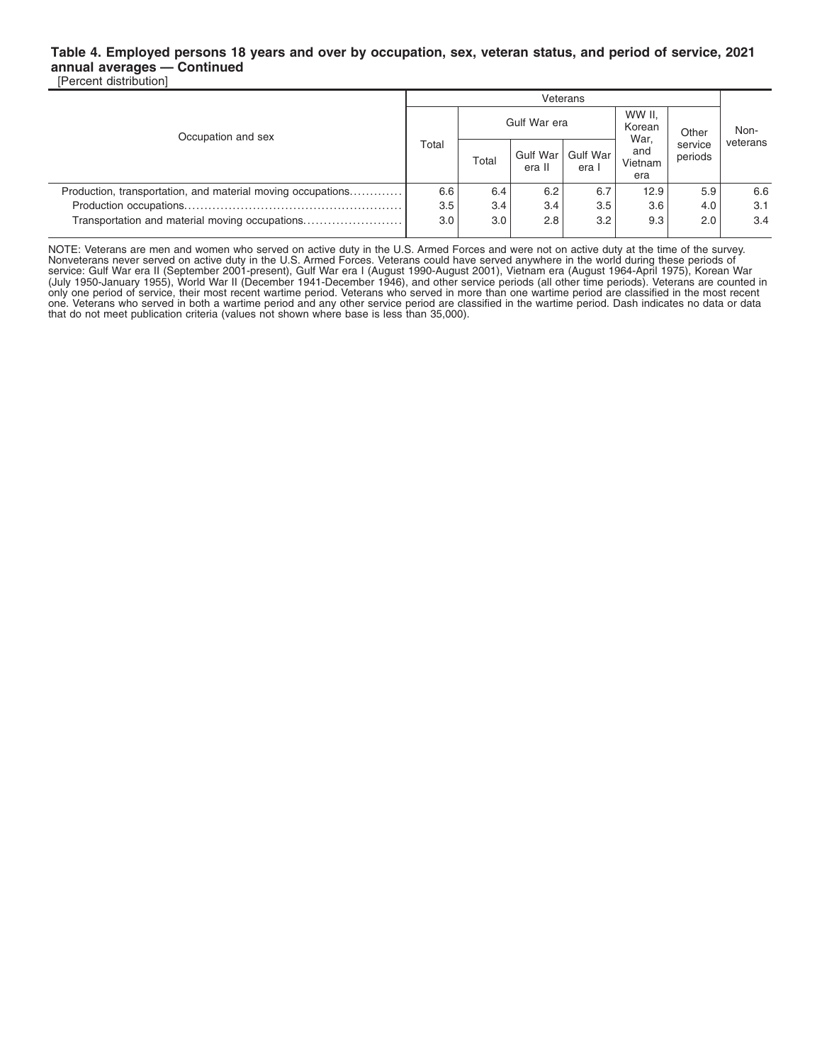**Table 4. Employed persons 18 years and over by occupation, sex, veteran status, and period of service, 2021 annual averages — Continued**

[Percent distribution]

| Occupation and sex | Veterans | | | | | | Non-veterans |
|---|---|---|---|---|---|---|---|
| | Total | Gulf War era | | | WW II, Korean War, and Vietnam era | Other service periods | |
| | | Total | Gulf War era II | Gulf War era I | | | |
| Production, transportation, and material moving occupations | 6.6 | 6.4 | 6.2 | 6.7 | 12.9 | 5.9 | 6.6 |
| Production occupations | 3.5 | 3.4 | 3.4 | 3.5 | 3.6 | 4.0 | 3.1 |
| Transportation and material moving occupations | 3.0 | 3.0 | 2.8 | 3.2 | 9.3 | 2.0 | 3.4 |

NOTE: Veterans are men and women who served on active duty in the U.S. Armed Forces and were not on active duty at the time of the survey. Nonveterans never served on active duty in the U.S. Armed Forces. Veterans could have served anywhere in the world during these periods of service: Gulf War era II (September 2001-present), Gulf War era I (August 1990-August 2001), Vietnam era (August 1964-April 1975), Korean War (July 1950-January 1955), World War II (December 1941-December 1946), and other service periods (all other time periods). Veterans are counted in only one period of service, their most recent wartime period. Veterans who served in more than one wartime period are classified in the most recent one. Veterans who served in both a wartime period and any other service period are classified in the wartime period. Dash indicates no data or data that do not meet publication criteria (values not shown where base is less than 35,000).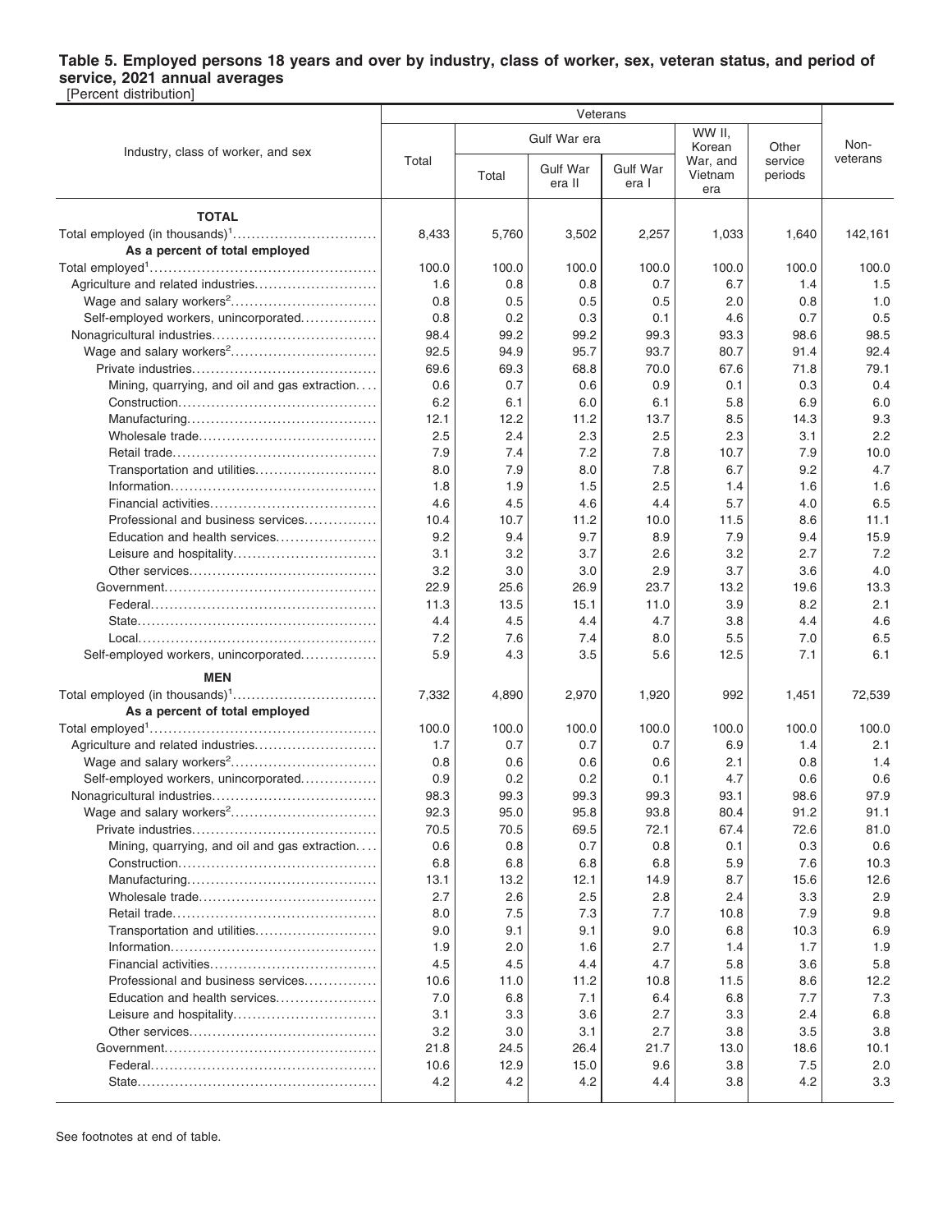**Table 5. Employed persons 18 years and over by industry, class of worker, sex, veteran status, and period of service, 2021 annual averages**
[Percent distribution]

| Industry, class of worker, and sex | Veterans | | | | | | Non-veterans |
|---|---|---|---|---|---|---|---|
| | Total | Gulf War era | | | WW II, Korean War, and Vietnam era | Other service periods | |
| | | Total | Gulf War era II | Gulf War era I | | | |
| **TOTAL** | | | | | | | |
| Total employed (in thousands)[1] | 8,433 | 5,760 | 3,502 | 2,257 | 1,033 | 1,640 | 142,161 |
| **As a percent of total employed** | | | | | | | |
| Total employed[1] | 100.0 | 100.0 | 100.0 | 100.0 | 100.0 | 100.0 | 100.0 |
| Agriculture and related industries | 1.6 | 0.8 | 0.8 | 0.7 | 6.7 | 1.4 | 1.5 |
| Wage and salary workers[2] | 0.8 | 0.5 | 0.5 | 0.5 | 2.0 | 0.8 | 1.0 |
| Self-employed workers, unincorporated | 0.8 | 0.2 | 0.3 | 0.1 | 4.6 | 0.7 | 0.5 |
| Nonagricultural industries | 98.4 | 99.2 | 99.2 | 99.3 | 93.3 | 98.6 | 98.5 |
| Wage and salary workers[2] | 92.5 | 94.9 | 95.7 | 93.7 | 80.7 | 91.4 | 92.4 |
| Private industries | 69.6 | 69.3 | 68.8 | 70.0 | 67.6 | 71.8 | 79.1 |
| Mining, quarrying, and oil and gas extraction | 0.6 | 0.7 | 0.6 | 0.9 | 0.1 | 0.3 | 0.4 |
| Construction | 6.2 | 6.1 | 6.0 | 6.1 | 5.8 | 6.9 | 6.0 |
| Manufacturing | 12.1 | 12.2 | 11.2 | 13.7 | 8.5 | 14.3 | 9.3 |
| Wholesale trade | 2.5 | 2.4 | 2.3 | 2.5 | 2.3 | 3.1 | 2.2 |
| Retail trade | 7.9 | 7.4 | 7.2 | 7.8 | 10.7 | 7.9 | 10.0 |
| Transportation and utilities | 8.0 | 7.9 | 8.0 | 7.8 | 6.7 | 9.2 | 4.7 |
| Information | 1.8 | 1.9 | 1.5 | 2.5 | 1.4 | 1.6 | 1.6 |
| Financial activities | 4.6 | 4.5 | 4.6 | 4.4 | 5.7 | 4.0 | 6.5 |
| Professional and business services | 10.4 | 10.7 | 11.2 | 10.0 | 11.5 | 8.6 | 11.1 |
| Education and health services | 9.2 | 9.4 | 9.7 | 8.9 | 7.9 | 9.4 | 15.9 |
| Leisure and hospitality | 3.1 | 3.2 | 3.7 | 2.6 | 3.2 | 2.7 | 7.2 |
| Other services | 3.2 | 3.0 | 3.0 | 2.9 | 3.7 | 3.6 | 4.0 |
| Government | 22.9 | 25.6 | 26.9 | 23.7 | 13.2 | 19.6 | 13.3 |
| Federal | 11.3 | 13.5 | 15.1 | 11.0 | 3.9 | 8.2 | 2.1 |
| State | 4.4 | 4.5 | 4.4 | 4.7 | 3.8 | 4.4 | 4.6 |
| Local | 7.2 | 7.6 | 7.4 | 8.0 | 5.5 | 7.0 | 6.5 |
| Self-employed workers, unincorporated | 5.9 | 4.3 | 3.5 | 5.6 | 12.5 | 7.1 | 6.1 |
| **MEN** | | | | | | | |
| Total employed (in thousands)[1] | 7,332 | 4,890 | 2,970 | 1,920 | 992 | 1,451 | 72,539 |
| **As a percent of total employed** | | | | | | | |
| Total employed[1] | 100.0 | 100.0 | 100.0 | 100.0 | 100.0 | 100.0 | 100.0 |
| Agriculture and related industries | 1.7 | 0.7 | 0.7 | 0.7 | 6.9 | 1.4 | 2.1 |
| Wage and salary workers[2] | 0.8 | 0.6 | 0.6 | 0.6 | 2.1 | 0.8 | 1.4 |
| Self-employed workers, unincorporated | 0.9 | 0.2 | 0.2 | 0.1 | 4.7 | 0.6 | 0.6 |
| Nonagricultural industries | 98.3 | 99.3 | 99.3 | 99.3 | 93.1 | 98.6 | 97.9 |
| Wage and salary workers[2] | 92.3 | 95.0 | 95.8 | 93.8 | 80.4 | 91.2 | 91.1 |
| Private industries | 70.5 | 70.5 | 69.5 | 72.1 | 67.4 | 72.6 | 81.0 |
| Mining, quarrying, and oil and gas extraction | 0.6 | 0.8 | 0.7 | 0.8 | 0.1 | 0.3 | 0.6 |
| Construction | 6.8 | 6.8 | 6.8 | 6.8 | 5.9 | 7.6 | 10.3 |
| Manufacturing | 13.1 | 13.2 | 12.1 | 14.9 | 8.7 | 15.6 | 12.6 |
| Wholesale trade | 2.7 | 2.6 | 2.5 | 2.8 | 2.4 | 3.3 | 2.9 |
| Retail trade | 8.0 | 7.5 | 7.3 | 7.7 | 10.8 | 7.9 | 9.8 |
| Transportation and utilities | 9.0 | 9.1 | 9.1 | 9.0 | 6.8 | 10.3 | 6.9 |
| Information | 1.9 | 2.0 | 1.6 | 2.7 | 1.4 | 1.7 | 1.9 |
| Financial activities | 4.5 | 4.5 | 4.4 | 4.7 | 5.8 | 3.6 | 5.8 |
| Professional and business services | 10.6 | 11.0 | 11.2 | 10.8 | 11.5 | 8.6 | 12.2 |
| Education and health services | 7.0 | 6.8 | 7.1 | 6.4 | 6.8 | 7.7 | 7.3 |
| Leisure and hospitality | 3.1 | 3.3 | 3.6 | 2.7 | 3.3 | 2.4 | 6.8 |
| Other services | 3.2 | 3.0 | 3.1 | 2.7 | 3.8 | 3.5 | 3.8 |
| Government | 21.8 | 24.5 | 26.4 | 21.7 | 13.0 | 18.6 | 10.1 |
| Federal | 10.6 | 12.9 | 15.0 | 9.6 | 3.8 | 7.5 | 2.0 |
| State | 4.2 | 4.2 | 4.2 | 4.4 | 3.8 | 4.2 | 3.3 |

See footnotes at end of table.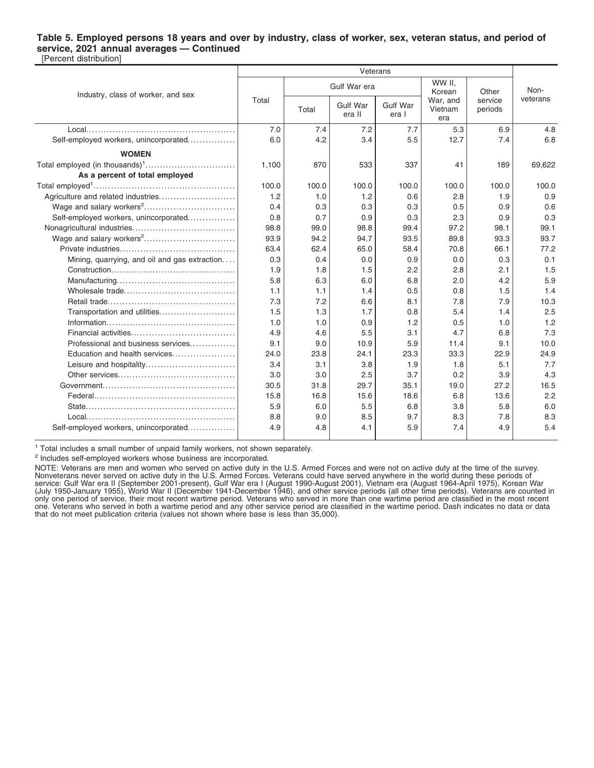**Table 5. Employed persons 18 years and over by industry, class of worker, sex, veteran status, and period of service, 2021 annual averages — Continued**

[Percent distribution]

| Industry, class of worker, and sex | Veterans | | | | | | Non-veterans |
|---|---|---|---|---|---|---|---|
| | Total | Gulf War era | | | WW II, Korean War, and Vietnam era | Other service periods | |
| | | Total | Gulf War era II | Gulf War era I | | | |
| Local | 7.0 | 7.4 | 7.2 | 7.7 | 5.3 | 6.9 | 4.8 |
| Self-employed workers, unincorporated | 6.0 | 4.2 | 3.4 | 5.5 | 12.7 | 7.4 | 6.8 |
| **WOMEN** | | | | | | | |
| Total employed (in thousands)[1] | 1,100 | 870 | 533 | 337 | 41 | 189 | 69,622 |
| **As a percent of total employed** | | | | | | | |
| Total employed[1] | 100.0 | 100.0 | 100.0 | 100.0 | 100.0 | 100.0 | 100.0 |
| Agriculture and related industries | 1.2 | 1.0 | 1.2 | 0.6 | 2.8 | 1.9 | 0.9 |
| Wage and salary workers[2] | 0.4 | 0.3 | 0.3 | 0.3 | 0.5 | 0.9 | 0.6 |
| Self-employed workers, unincorporated | 0.8 | 0.7 | 0.9 | 0.3 | 2.3 | 0.9 | 0.3 |
| Nonagricultural industries | 98.8 | 99.0 | 98.8 | 99.4 | 97.2 | 98.1 | 99.1 |
| Wage and salary workers[2] | 93.9 | 94.2 | 94.7 | 93.5 | 89.8 | 93.3 | 93.7 |
| Private industries | 63.4 | 62.4 | 65.0 | 58.4 | 70.8 | 66.1 | 77.2 |
| Mining, quarrying, and oil and gas extraction | 0.3 | 0.4 | 0.0 | 0.9 | 0.0 | 0.3 | 0.1 |
| Construction | 1.9 | 1.8 | 1.5 | 2.2 | 2.8 | 2.1 | 1.5 |
| Manufacturing | 5.8 | 6.3 | 6.0 | 6.8 | 2.0 | 4.2 | 5.9 |
| Wholesale trade | 1.1 | 1.1 | 1.4 | 0.5 | 0.8 | 1.5 | 1.4 |
| Retail trade | 7.3 | 7.2 | 6.6 | 8.1 | 7.8 | 7.9 | 10.3 |
| Transportation and utilities | 1.5 | 1.3 | 1.7 | 0.8 | 5.4 | 1.4 | 2.5 |
| Information | 1.0 | 1.0 | 0.9 | 1.2 | 0.5 | 1.0 | 1.2 |
| Financial activities | 4.9 | 4.6 | 5.5 | 3.1 | 4.7 | 6.8 | 7.3 |
| Professional and business services | 9.1 | 9.0 | 10.9 | 5.9 | 11.4 | 9.1 | 10.0 |
| Education and health services | 24.0 | 23.8 | 24.1 | 23.3 | 33.3 | 22.9 | 24.9 |
| Leisure and hospitality | 3.4 | 3.1 | 3.8 | 1.9 | 1.8 | 5.1 | 7.7 |
| Other services | 3.0 | 3.0 | 2.5 | 3.7 | 0.2 | 3.9 | 4.3 |
| Government | 30.5 | 31.8 | 29.7 | 35.1 | 19.0 | 27.2 | 16.5 |
| Federal | 15.8 | 16.8 | 15.6 | 18.6 | 6.8 | 13.6 | 2.2 |
| State | 5.9 | 6.0 | 5.5 | 6.8 | 3.8 | 5.8 | 6.0 |
| Local | 8.8 | 9.0 | 8.5 | 9.7 | 8.3 | 7.8 | 8.3 |
| Self-employed workers, unincorporated | 4.9 | 4.8 | 4.1 | 5.9 | 7.4 | 4.9 | 5.4 |

[1] Total includes a small number of unpaid family workers, not shown separately.

[2] Includes self-employed workers whose business are incorporated.

NOTE: Veterans are men and women who served on active duty in the U.S. Armed Forces and were not on active duty at the time of the survey. Nonveterans never served on active duty in the U.S. Armed Forces. Veterans could have served anywhere in the world during these periods of service: Gulf War era II (September 2001-present), Gulf War era I (August 1990-August 2001), Vietnam era (August 1964-April 1975), Korean War (July 1950-January 1955), World War II (December 1941-December 1946), and other service periods (all other time periods). Veterans are counted in only one period of service, their most recent wartime period. Veterans who served in more than one wartime period are classified in the most recent one. Veterans who served in both a wartime period and any other service period are classified in the wartime period. Dash indicates no data or data that do not meet publication criteria (values not shown where base is less than 35,000).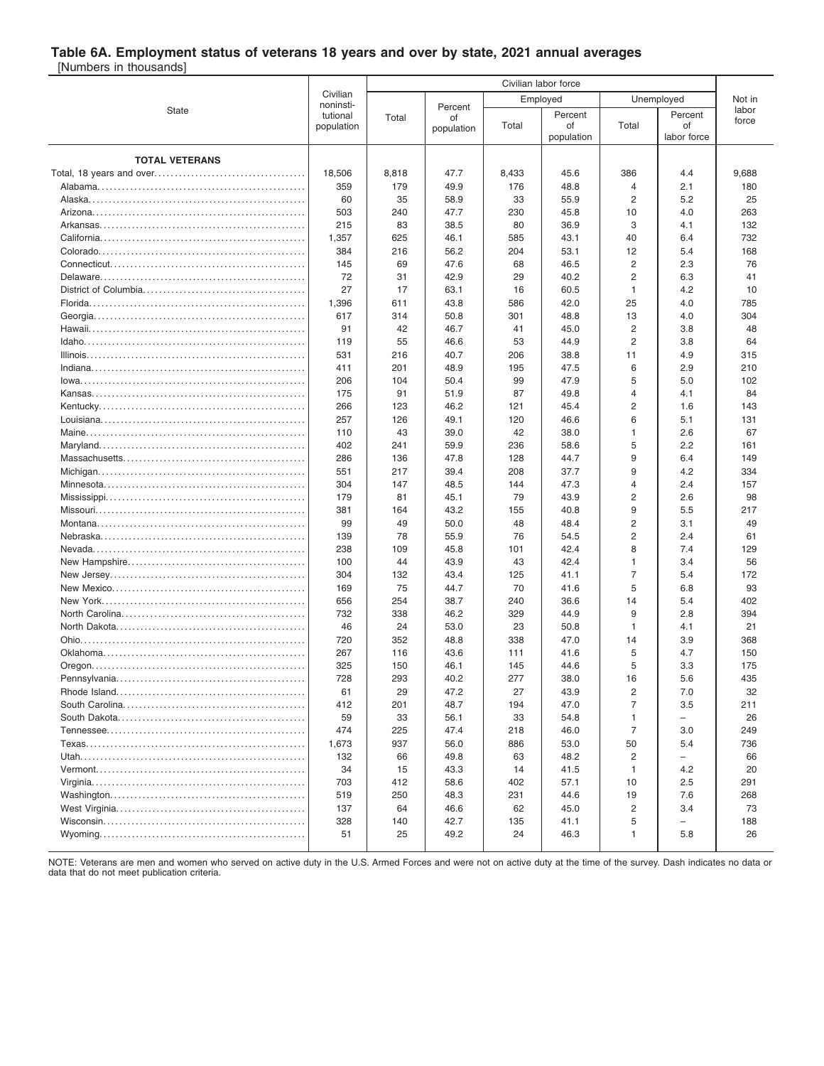# Table 6A. Employment status of veterans 18 years and over by state, 2021 annual averages

[Numbers in thousands]

| State | Civilian noninsti-tutional population | Civilian labor force | | | | | | Not in labor force |
|---|---|---|---|---|---|---|---|---|
| | | Total | Percent of population | Employed | | Unemployed | | |
| | | | | Total | Percent of population | Total | Percent of labor force | |
| **TOTAL VETERANS** | | | | | | | | |
| Total, 18 years and over | 18,506 | 8,818 | 47.7 | 8,433 | 45.6 | 386 | 4.4 | 9,688 |
| Alabama | 359 | 179 | 49.9 | 176 | 48.8 | 4 | 2.1 | 180 |
| Alaska | 60 | 35 | 58.9 | 33 | 55.9 | 2 | 5.2 | 25 |
| Arizona | 503 | 240 | 47.7 | 230 | 45.8 | 10 | 4.0 | 263 |
| Arkansas | 215 | 83 | 38.5 | 80 | 36.9 | 3 | 4.1 | 132 |
| California | 1,357 | 625 | 46.1 | 585 | 43.1 | 40 | 6.4 | 732 |
| Colorado | 384 | 216 | 56.2 | 204 | 53.1 | 12 | 5.4 | 168 |
| Connecticut | 145 | 69 | 47.6 | 68 | 46.5 | 2 | 2.3 | 76 |
| Delaware | 72 | 31 | 42.9 | 29 | 40.2 | 2 | 6.3 | 41 |
| District of Columbia | 27 | 17 | 63.1 | 16 | 60.5 | 1 | 4.2 | 10 |
| Florida | 1,396 | 611 | 43.8 | 586 | 42.0 | 25 | 4.0 | 785 |
| Georgia | 617 | 314 | 50.8 | 301 | 48.8 | 13 | 4.0 | 304 |
| Hawaii | 91 | 42 | 46.7 | 41 | 45.0 | 2 | 3.8 | 48 |
| Idaho | 119 | 55 | 46.6 | 53 | 44.9 | 2 | 3.8 | 64 |
| Illinois | 531 | 216 | 40.7 | 206 | 38.8 | 11 | 4.9 | 315 |
| Indiana | 411 | 201 | 48.9 | 195 | 47.5 | 6 | 2.9 | 210 |
| Iowa | 206 | 104 | 50.4 | 99 | 47.9 | 5 | 5.0 | 102 |
| Kansas | 175 | 91 | 51.9 | 87 | 49.8 | 4 | 4.1 | 84 |
| Kentucky | 266 | 123 | 46.2 | 121 | 45.4 | 2 | 1.6 | 143 |
| Louisiana | 257 | 126 | 49.1 | 120 | 46.6 | 6 | 5.1 | 131 |
| Maine | 110 | 43 | 39.0 | 42 | 38.0 | 1 | 2.6 | 67 |
| Maryland | 402 | 241 | 59.9 | 236 | 58.6 | 5 | 2.2 | 161 |
| Massachusetts | 286 | 136 | 47.8 | 128 | 44.7 | 9 | 6.4 | 149 |
| Michigan | 551 | 217 | 39.4 | 208 | 37.7 | 9 | 4.2 | 334 |
| Minnesota | 304 | 147 | 48.5 | 144 | 47.3 | 4 | 2.4 | 157 |
| Mississippi | 179 | 81 | 45.1 | 79 | 43.9 | 2 | 2.6 | 98 |
| Missouri | 381 | 164 | 43.2 | 155 | 40.8 | 9 | 5.5 | 217 |
| Montana | 99 | 49 | 50.0 | 48 | 48.4 | 2 | 3.1 | 49 |
| Nebraska | 139 | 78 | 55.9 | 76 | 54.5 | 2 | 2.4 | 61 |
| Nevada | 238 | 109 | 45.8 | 101 | 42.4 | 8 | 7.4 | 129 |
| New Hampshire | 100 | 44 | 43.9 | 43 | 42.4 | 1 | 3.4 | 56 |
| New Jersey | 304 | 132 | 43.4 | 125 | 41.1 | 7 | 5.4 | 172 |
| New Mexico | 169 | 75 | 44.7 | 70 | 41.6 | 5 | 6.8 | 93 |
| New York | 656 | 254 | 38.7 | 240 | 36.6 | 14 | 5.4 | 402 |
| North Carolina | 732 | 338 | 46.2 | 329 | 44.9 | 9 | 2.8 | 394 |
| North Dakota | 46 | 24 | 53.0 | 23 | 50.8 | 1 | 4.1 | 21 |
| Ohio | 720 | 352 | 48.8 | 338 | 47.0 | 14 | 3.9 | 368 |
| Oklahoma | 267 | 116 | 43.6 | 111 | 41.6 | 5 | 4.7 | 150 |
| Oregon | 325 | 150 | 46.1 | 145 | 44.6 | 5 | 3.3 | 175 |
| Pennsylvania | 728 | 293 | 40.2 | 277 | 38.0 | 16 | 5.6 | 435 |
| Rhode Island | 61 | 29 | 47.2 | 27 | 43.9 | 2 | 7.0 | 32 |
| South Carolina | 412 | 201 | 48.7 | 194 | 47.0 | 7 | 3.5 | 211 |
| South Dakota | 59 | 33 | 56.1 | 33 | 54.8 | 1 | – | 26 |
| Tennessee | 474 | 225 | 47.4 | 218 | 46.0 | 7 | 3.0 | 249 |
| Texas | 1,673 | 937 | 56.0 | 886 | 53.0 | 50 | 5.4 | 736 |
| Utah | 132 | 66 | 49.8 | 63 | 48.2 | 2 | – | 66 |
| Vermont | 34 | 15 | 43.3 | 14 | 41.5 | 1 | 4.2 | 20 |
| Virginia | 703 | 412 | 58.6 | 402 | 57.1 | 10 | 2.5 | 291 |
| Washington | 519 | 250 | 48.3 | 231 | 44.6 | 19 | 7.6 | 268 |
| West Virginia | 137 | 64 | 46.6 | 62 | 45.0 | 2 | 3.4 | 73 |
| Wisconsin | 328 | 140 | 42.7 | 135 | 41.1 | 5 | – | 188 |
| Wyoming | 51 | 25 | 49.2 | 24 | 46.3 | 1 | 5.8 | 26 |

NOTE: Veterans are men and women who served on active duty in the U.S. Armed Forces and were not on active duty at the time of the survey. Dash indicates no data or data that do not meet publication criteria.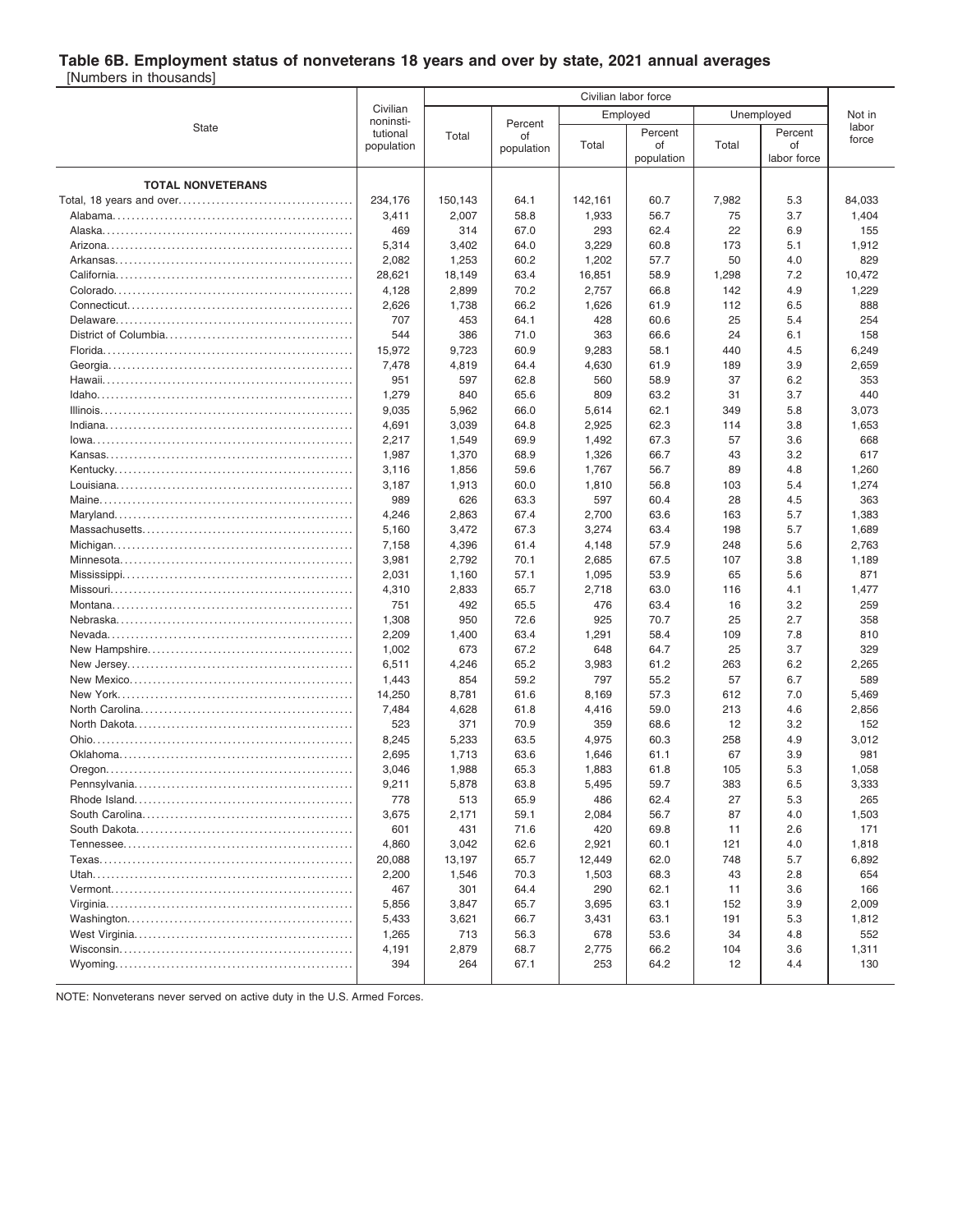## Table 6B. Employment status of nonveterans 18 years and over by state, 2021 annual averages

[Numbers in thousands]

| State | Civilian noninstitutional population | Civilian labor force | | | | | | Not in labor force |
|---|---|---|---|---|---|---|---|---|
| | | Total | Percent of population | Employed | | Unemployed | | |
| | | | | Total | Percent of population | Total | Percent of labor force | |
| **TOTAL NONVETERANS** | | | | | | | | |
| Total, 18 years and over | 234,176 | 150,143 | 64.1 | 142,161 | 60.7 | 7,982 | 5.3 | 84,033 |
| Alabama | 3,411 | 2,007 | 58.8 | 1,933 | 56.7 | 75 | 3.7 | 1,404 |
| Alaska | 469 | 314 | 67.0 | 293 | 62.4 | 22 | 6.9 | 155 |
| Arizona | 5,314 | 3,402 | 64.0 | 3,229 | 60.8 | 173 | 5.1 | 1,912 |
| Arkansas | 2,082 | 1,253 | 60.2 | 1,202 | 57.7 | 50 | 4.0 | 829 |
| California | 28,621 | 18,149 | 63.4 | 16,851 | 58.9 | 1,298 | 7.2 | 10,472 |
| Colorado | 4,128 | 2,899 | 70.2 | 2,757 | 66.8 | 142 | 4.9 | 1,229 |
| Connecticut | 2,626 | 1,738 | 66.2 | 1,626 | 61.9 | 112 | 6.5 | 888 |
| Delaware | 707 | 453 | 64.1 | 428 | 60.6 | 25 | 5.4 | 254 |
| District of Columbia | 544 | 386 | 71.0 | 363 | 66.6 | 24 | 6.1 | 158 |
| Florida | 15,972 | 9,723 | 60.9 | 9,283 | 58.1 | 440 | 4.5 | 6,249 |
| Georgia | 7,478 | 4,819 | 64.4 | 4,630 | 61.9 | 189 | 3.9 | 2,659 |
| Hawaii | 951 | 597 | 62.8 | 560 | 58.9 | 37 | 6.2 | 353 |
| Idaho | 1,279 | 840 | 65.6 | 809 | 63.2 | 31 | 3.7 | 440 |
| Illinois | 9,035 | 5,962 | 66.0 | 5,614 | 62.1 | 349 | 5.8 | 3,073 |
| Indiana | 4,691 | 3,039 | 64.8 | 2,925 | 62.3 | 114 | 3.8 | 1,653 |
| Iowa | 2,217 | 1,549 | 69.9 | 1,492 | 67.3 | 57 | 3.6 | 668 |
| Kansas | 1,987 | 1,370 | 68.9 | 1,326 | 66.7 | 43 | 3.2 | 617 |
| Kentucky | 3,116 | 1,856 | 59.6 | 1,767 | 56.7 | 89 | 4.8 | 1,260 |
| Louisiana | 3,187 | 1,913 | 60.0 | 1,810 | 56.8 | 103 | 5.4 | 1,274 |
| Maine | 989 | 626 | 63.3 | 597 | 60.4 | 28 | 4.5 | 363 |
| Maryland | 4,246 | 2,863 | 67.4 | 2,700 | 63.6 | 163 | 5.7 | 1,383 |
| Massachusetts | 5,160 | 3,472 | 67.3 | 3,274 | 63.4 | 198 | 5.7 | 1,689 |
| Michigan | 7,158 | 4,396 | 61.4 | 4,148 | 57.9 | 248 | 5.6 | 2,763 |
| Minnesota | 3,981 | 2,792 | 70.1 | 2,685 | 67.5 | 107 | 3.8 | 1,189 |
| Mississippi | 2,031 | 1,160 | 57.1 | 1,095 | 53.9 | 65 | 5.6 | 871 |
| Missouri | 4,310 | 2,833 | 65.7 | 2,718 | 63.0 | 116 | 4.1 | 1,477 |
| Montana | 751 | 492 | 65.5 | 476 | 63.4 | 16 | 3.2 | 259 |
| Nebraska | 1,308 | 950 | 72.6 | 925 | 70.7 | 25 | 2.7 | 358 |
| Nevada | 2,209 | 1,400 | 63.4 | 1,291 | 58.4 | 109 | 7.8 | 810 |
| New Hampshire | 1,002 | 673 | 67.2 | 648 | 64.7 | 25 | 3.7 | 329 |
| New Jersey | 6,511 | 4,246 | 65.2 | 3,983 | 61.2 | 263 | 6.2 | 2,265 |
| New Mexico | 1,443 | 854 | 59.2 | 797 | 55.2 | 57 | 6.7 | 589 |
| New York | 14,250 | 8,781 | 61.6 | 8,169 | 57.3 | 612 | 7.0 | 5,469 |
| North Carolina | 7,484 | 4,628 | 61.8 | 4,416 | 59.0 | 213 | 4.6 | 2,856 |
| North Dakota | 523 | 371 | 70.9 | 359 | 68.6 | 12 | 3.2 | 152 |
| Ohio | 8,245 | 5,233 | 63.5 | 4,975 | 60.3 | 258 | 4.9 | 3,012 |
| Oklahoma | 2,695 | 1,713 | 63.6 | 1,646 | 61.1 | 67 | 3.9 | 981 |
| Oregon | 3,046 | 1,988 | 65.3 | 1,883 | 61.8 | 105 | 5.3 | 1,058 |
| Pennsylvania | 9,211 | 5,878 | 63.8 | 5,495 | 59.7 | 383 | 6.5 | 3,333 |
| Rhode Island | 778 | 513 | 65.9 | 486 | 62.4 | 27 | 5.3 | 265 |
| South Carolina | 3,675 | 2,171 | 59.1 | 2,084 | 56.7 | 87 | 4.0 | 1,503 |
| South Dakota | 601 | 431 | 71.6 | 420 | 69.8 | 11 | 2.6 | 171 |
| Tennessee | 4,860 | 3,042 | 62.6 | 2,921 | 60.1 | 121 | 4.0 | 1,818 |
| Texas | 20,088 | 13,197 | 65.7 | 12,449 | 62.0 | 748 | 5.7 | 6,892 |
| Utah | 2,200 | 1,546 | 70.3 | 1,503 | 68.3 | 43 | 2.8 | 654 |
| Vermont | 467 | 301 | 64.4 | 290 | 62.1 | 11 | 3.6 | 166 |
| Virginia | 5,856 | 3,847 | 65.7 | 3,695 | 63.1 | 152 | 3.9 | 2,009 |
| Washington | 5,433 | 3,621 | 66.7 | 3,431 | 63.1 | 191 | 5.3 | 1,812 |
| West Virginia | 1,265 | 713 | 56.3 | 678 | 53.6 | 34 | 4.8 | 552 |
| Wisconsin | 4,191 | 2,879 | 68.7 | 2,775 | 66.2 | 104 | 3.6 | 1,311 |
| Wyoming | 394 | 264 | 67.1 | 253 | 64.2 | 12 | 4.4 | 130 |

NOTE: Nonveterans never served on active duty in the U.S. Armed Forces.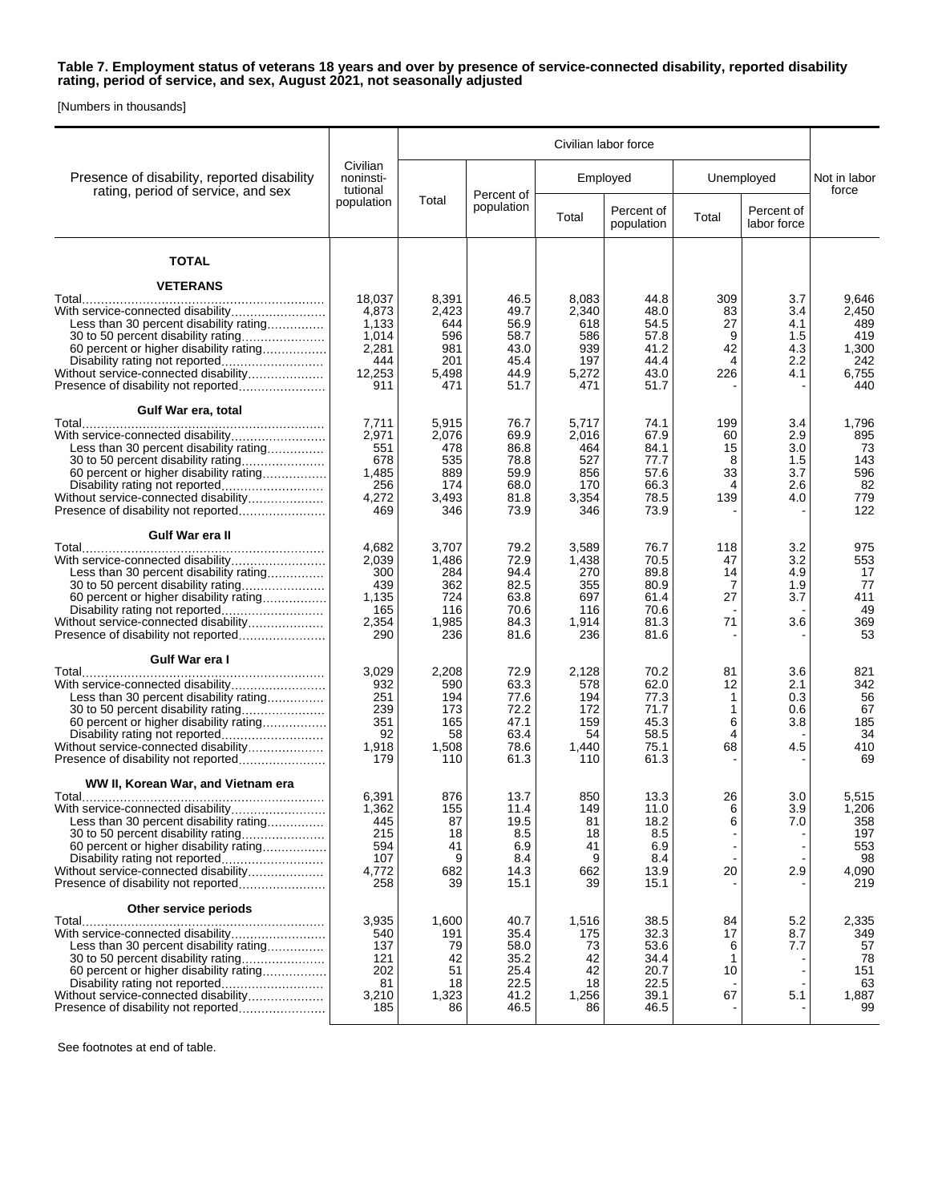**Table 7. Employment status of veterans 18 years and over by presence of service-connected disability, reported disability rating, period of service, and sex, August 2021, not seasonally adjusted**

[Numbers in thousands]

| Presence of disability, reported disability rating, period of service, and sex | Civilian noninstitutional population | Civilian labor force | | | | | | Not in labor force |
|---|---|---|---|---|---|---|---|---|
| | | Total | Percent of population | Employed | | Unemployed | | |
| | | | | Total | Percent of population | Total | Percent of labor force | |
| **TOTAL** | | | | | | | | |
| **VETERANS** | | | | | | | | |
| Total | 18,037 | 8,391 | 46.5 | 8,083 | 44.8 | 309 | 3.7 | 9,646 |
| With service-connected disability | 4,873 | 2,423 | 49.7 | 2,340 | 48.0 | 83 | 3.4 | 2,450 |
| Less than 30 percent disability rating | 1,133 | 644 | 56.9 | 618 | 54.5 | 27 | 4.1 | 489 |
| 30 to 50 percent disability rating | 1,014 | 596 | 58.7 | 586 | 57.8 | 9 | 1.5 | 419 |
| 60 percent or higher disability rating | 2,281 | 981 | 43.0 | 939 | 41.2 | 42 | 4.3 | 1,300 |
| Disability rating not reported | 444 | 201 | 45.4 | 197 | 44.4 | 4 | 2.2 | 242 |
| Without service-connected disability | 12,253 | 5,498 | 44.9 | 5,272 | 43.0 | 226 | 4.1 | 6,755 |
| Presence of disability not reported | 911 | 471 | 51.7 | 471 | 51.7 | - | - | 440 |
| **Gulf War era, total** | | | | | | | | |
| Total | 7,711 | 5,915 | 76.7 | 5,717 | 74.1 | 199 | 3.4 | 1,796 |
| With service-connected disability | 2,971 | 2,076 | 69.9 | 2,016 | 67.9 | 60 | 2.9 | 895 |
| Less than 30 percent disability rating | 551 | 478 | 86.8 | 464 | 84.1 | 15 | 3.0 | 73 |
| 30 to 50 percent disability rating | 678 | 535 | 78.8 | 527 | 77.7 | 8 | 1.5 | 143 |
| 60 percent or higher disability rating | 1,485 | 889 | 59.9 | 856 | 57.6 | 33 | 3.7 | 596 |
| Disability rating not reported | 256 | 174 | 68.0 | 170 | 66.3 | 4 | 2.6 | 82 |
| Without service-connected disability | 4,272 | 3,493 | 81.8 | 3,354 | 78.5 | 139 | 4.0 | 779 |
| Presence of disability not reported | 469 | 346 | 73.9 | 346 | 73.9 | - | - | 122 |
| **Gulf War era II** | | | | | | | | |
| Total | 4,682 | 3,707 | 79.2 | 3,589 | 76.7 | 118 | 3.2 | 975 |
| With service-connected disability | 2,039 | 1,486 | 72.9 | 1,438 | 70.5 | 47 | 3.2 | 553 |
| Less than 30 percent disability rating | 300 | 284 | 94.4 | 270 | 89.8 | 14 | 4.9 | 17 |
| 30 to 50 percent disability rating | 439 | 362 | 82.5 | 355 | 80.9 | 7 | 1.9 | 77 |
| 60 percent or higher disability rating | 1,135 | 724 | 63.8 | 697 | 61.4 | 27 | 3.7 | 411 |
| Disability rating not reported | 165 | 116 | 70.6 | 116 | 70.6 | - | - | 49 |
| Without service-connected disability | 2,354 | 1,985 | 84.3 | 1,914 | 81.3 | 71 | 3.6 | 369 |
| Presence of disability not reported | 290 | 236 | 81.6 | 236 | 81.6 | - | - | 53 |
| **Gulf War era I** | | | | | | | | |
| Total | 3,029 | 2,208 | 72.9 | 2,128 | 70.2 | 81 | 3.6 | 821 |
| With service-connected disability | 932 | 590 | 63.3 | 578 | 62.0 | 12 | 2.1 | 342 |
| Less than 30 percent disability rating | 251 | 194 | 77.6 | 194 | 77.3 | 1 | 0.3 | 56 |
| 30 to 50 percent disability rating | 239 | 173 | 72.2 | 172 | 71.7 | 1 | 0.6 | 67 |
| 60 percent or higher disability rating | 351 | 165 | 47.1 | 159 | 45.3 | 6 | 3.8 | 185 |
| Disability rating not reported | 92 | 58 | 63.4 | 54 | 58.5 | 4 | - | 34 |
| Without service-connected disability | 1,918 | 1,508 | 78.6 | 1,440 | 75.1 | 68 | 4.5 | 410 |
| Presence of disability not reported | 179 | 110 | 61.3 | 110 | 61.3 | - | - | 69 |
| **WW II, Korean War, and Vietnam era** | | | | | | | | |
| Total | 6,391 | 876 | 13.7 | 850 | 13.3 | 26 | 3.0 | 5,515 |
| With service-connected disability | 1,362 | 155 | 11.4 | 149 | 11.0 | 6 | 3.9 | 1,206 |
| Less than 30 percent disability rating | 445 | 87 | 19.5 | 81 | 18.2 | 6 | 7.0 | 358 |
| 30 to 50 percent disability rating | 215 | 18 | 8.5 | 18 | 8.5 | - | - | 197 |
| 60 percent or higher disability rating | 594 | 41 | 6.9 | 41 | 6.9 | - | - | 553 |
| Disability rating not reported | 107 | 9 | 8.4 | 9 | 8.4 | - | - | 98 |
| Without service-connected disability | 4,772 | 682 | 14.3 | 662 | 13.9 | 20 | 2.9 | 4,090 |
| Presence of disability not reported | 258 | 39 | 15.1 | 39 | 15.1 | - | - | 219 |
| **Other service periods** | | | | | | | | |
| Total | 3,935 | 1,600 | 40.7 | 1,516 | 38.5 | 84 | 5.2 | 2,335 |
| With service-connected disability | 540 | 191 | 35.4 | 175 | 32.3 | 17 | 8.7 | 349 |
| Less than 30 percent disability rating | 137 | 79 | 58.0 | 73 | 53.6 | 6 | 7.7 | 57 |
| 30 to 50 percent disability rating | 121 | 42 | 35.2 | 42 | 34.4 | 1 | - | 78 |
| 60 percent or higher disability rating | 202 | 51 | 25.4 | 42 | 20.7 | 10 | - | 151 |
| Disability rating not reported | 81 | 18 | 22.5 | 18 | 22.5 | - | - | 63 |
| Without service-connected disability | 3,210 | 1,323 | 41.2 | 1,256 | 39.1 | 67 | 5.1 | 1,887 |
| Presence of disability not reported | 185 | 86 | 46.5 | 86 | 46.5 | - | - | 99 |

See footnotes at end of table.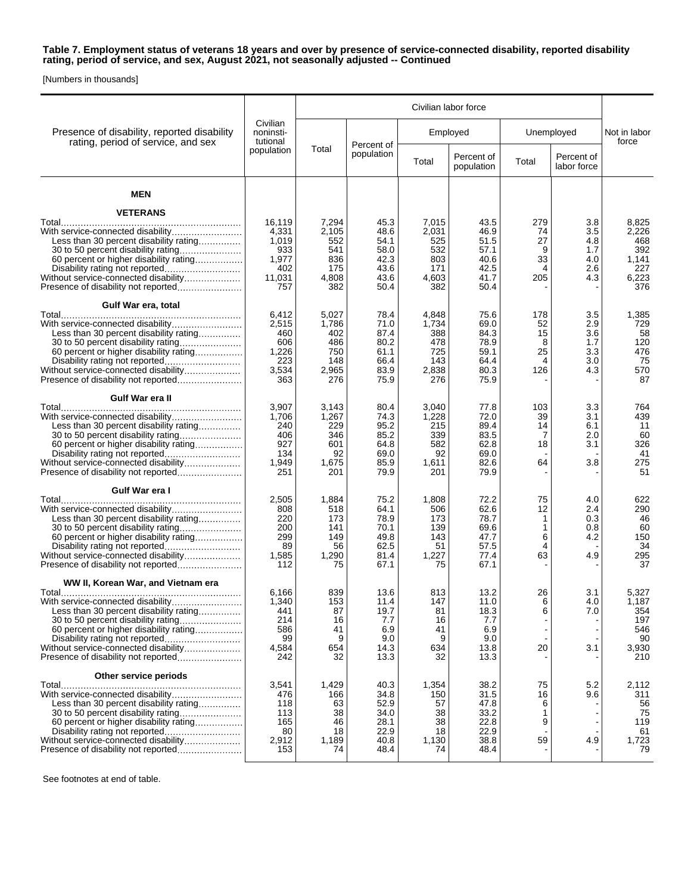**Table 7. Employment status of veterans 18 years and over by presence of service-connected disability, reported disability rating, period of service, and sex, August 2021, not seasonally adjusted -- Continued**

[Numbers in thousands]

| Presence of disability, reported disability rating, period of service, and sex | Civilian noninstitutional population | Civilian labor force | | | | | | Not in labor force |
|---|---|---|---|---|---|---|---|---|
| | | Total | Percent of population | Employed | | Unemployed | | |
| | | | | Total | Percent of population | Total | Percent of labor force | |
| **MEN** | | | | | | | | |
| **VETERANS** | | | | | | | | |
| Total | 16,119 | 7,294 | 45.3 | 7,015 | 43.5 | 279 | 3.8 | 8,825 |
| With service-connected disability | 4,331 | 2,105 | 48.6 | 2,031 | 46.9 | 74 | 3.5 | 2,226 |
| Less than 30 percent disability rating | 1,019 | 552 | 54.1 | 525 | 51.5 | 27 | 4.8 | 468 |
| 30 to 50 percent disability rating | 933 | 541 | 58.0 | 532 | 57.1 | 9 | 1.7 | 392 |
| 60 percent or higher disability rating | 1,977 | 836 | 42.3 | 803 | 40.6 | 33 | 4.0 | 1,141 |
| Disability rating not reported | 402 | 175 | 43.6 | 171 | 42.5 | 4 | 2.6 | 227 |
| Without service-connected disability | 11,031 | 4,808 | 43.6 | 4,603 | 41.7 | 205 | 4.3 | 6,223 |
| Presence of disability not reported | 757 | 382 | 50.4 | 382 | 50.4 | - | - | 376 |
| **Gulf War era, total** | | | | | | | | |
| Total | 6,412 | 5,027 | 78.4 | 4,848 | 75.6 | 178 | 3.5 | 1,385 |
| With service-connected disability | 2,515 | 1,786 | 71.0 | 1,734 | 69.0 | 52 | 2.9 | 729 |
| Less than 30 percent disability rating | 460 | 402 | 87.4 | 388 | 84.3 | 15 | 3.6 | 58 |
| 30 to 50 percent disability rating | 606 | 486 | 80.2 | 478 | 78.9 | 8 | 1.7 | 120 |
| 60 percent or higher disability rating | 1,226 | 750 | 61.1 | 725 | 59.1 | 25 | 3.3 | 476 |
| Disability rating not reported | 223 | 148 | 66.4 | 143 | 64.4 | 4 | 3.0 | 75 |
| Without service-connected disability | 3,534 | 2,965 | 83.9 | 2,838 | 80.3 | 126 | 4.3 | 570 |
| Presence of disability not reported | 363 | 276 | 75.9 | 276 | 75.9 | - | - | 87 |
| **Gulf War era II** | | | | | | | | |
| Total | 3,907 | 3,143 | 80.4 | 3,040 | 77.8 | 103 | 3.3 | 764 |
| With service-connected disability | 1,706 | 1,267 | 74.3 | 1,228 | 72.0 | 39 | 3.1 | 439 |
| Less than 30 percent disability rating | 240 | 229 | 95.2 | 215 | 89.4 | 14 | 6.1 | 11 |
| 30 to 50 percent disability rating | 406 | 346 | 85.2 | 339 | 83.5 | 7 | 2.0 | 60 |
| 60 percent or higher disability rating | 927 | 601 | 64.8 | 582 | 62.8 | 18 | 3.1 | 326 |
| Disability rating not reported | 134 | 92 | 69.0 | 92 | 69.0 | - | - | 41 |
| Without service-connected disability | 1,949 | 1,675 | 85.9 | 1,611 | 82.6 | 64 | 3.8 | 275 |
| Presence of disability not reported | 251 | 201 | 79.9 | 201 | 79.9 | - | - | 51 |
| **Gulf War era I** | | | | | | | | |
| Total | 2,505 | 1,884 | 75.2 | 1,808 | 72.2 | 75 | 4.0 | 622 |
| With service-connected disability | 808 | 518 | 64.1 | 506 | 62.6 | 12 | 2.4 | 290 |
| Less than 30 percent disability rating | 220 | 173 | 78.9 | 173 | 78.7 | 1 | 0.3 | 46 |
| 30 to 50 percent disability rating | 200 | 141 | 70.1 | 139 | 69.6 | 1 | 0.8 | 60 |
| 60 percent or higher disability rating | 299 | 149 | 49.8 | 143 | 47.7 | 6 | 4.2 | 150 |
| Disability rating not reported | 89 | 56 | 62.5 | 51 | 57.5 | 4 | - | 34 |
| Without service-connected disability | 1,585 | 1,290 | 81.4 | 1,227 | 77.4 | 63 | 4.9 | 295 |
| Presence of disability not reported | 112 | 75 | 67.1 | 75 | 67.1 | - | - | 37 |
| **WW II, Korean War, and Vietnam era** | | | | | | | | |
| Total | 6,166 | 839 | 13.6 | 813 | 13.2 | 26 | 3.1 | 5,327 |
| With service-connected disability | 1,340 | 153 | 11.4 | 147 | 11.0 | 6 | 4.0 | 1,187 |
| Less than 30 percent disability rating | 441 | 87 | 19.7 | 81 | 18.3 | 6 | 7.0 | 354 |
| 30 to 50 percent disability rating | 214 | 16 | 7.7 | 16 | 7.7 | - | - | 197 |
| 60 percent or higher disability rating | 586 | 41 | 6.9 | 41 | 6.9 | - | - | 546 |
| Disability rating not reported | 99 | 9 | 9.0 | 9 | 9.0 | - | - | 90 |
| Without service-connected disability | 4,584 | 654 | 14.3 | 634 | 13.8 | 20 | 3.1 | 3,930 |
| Presence of disability not reported | 242 | 32 | 13.3 | 32 | 13.3 | - | - | 210 |
| **Other service periods** | | | | | | | | |
| Total | 3,541 | 1,429 | 40.3 | 1,354 | 38.2 | 75 | 5.2 | 2,112 |
| With service-connected disability | 476 | 166 | 34.8 | 150 | 31.5 | 16 | 9.6 | 311 |
| Less than 30 percent disability rating | 118 | 63 | 52.9 | 57 | 47.8 | 6 | - | 56 |
| 30 to 50 percent disability rating | 113 | 38 | 34.0 | 38 | 33.2 | 1 | - | 75 |
| 60 percent or higher disability rating | 165 | 46 | 28.1 | 38 | 22.8 | 9 | - | 119 |
| Disability rating not reported | 80 | 18 | 22.9 | 18 | 22.9 | - | - | 61 |
| Without service-connected disability | 2,912 | 1,189 | 40.8 | 1,130 | 38.8 | 59 | 4.9 | 1,723 |
| Presence of disability not reported | 153 | 74 | 48.4 | 74 | 48.4 | - | - | 79 |

See footnotes at end of table.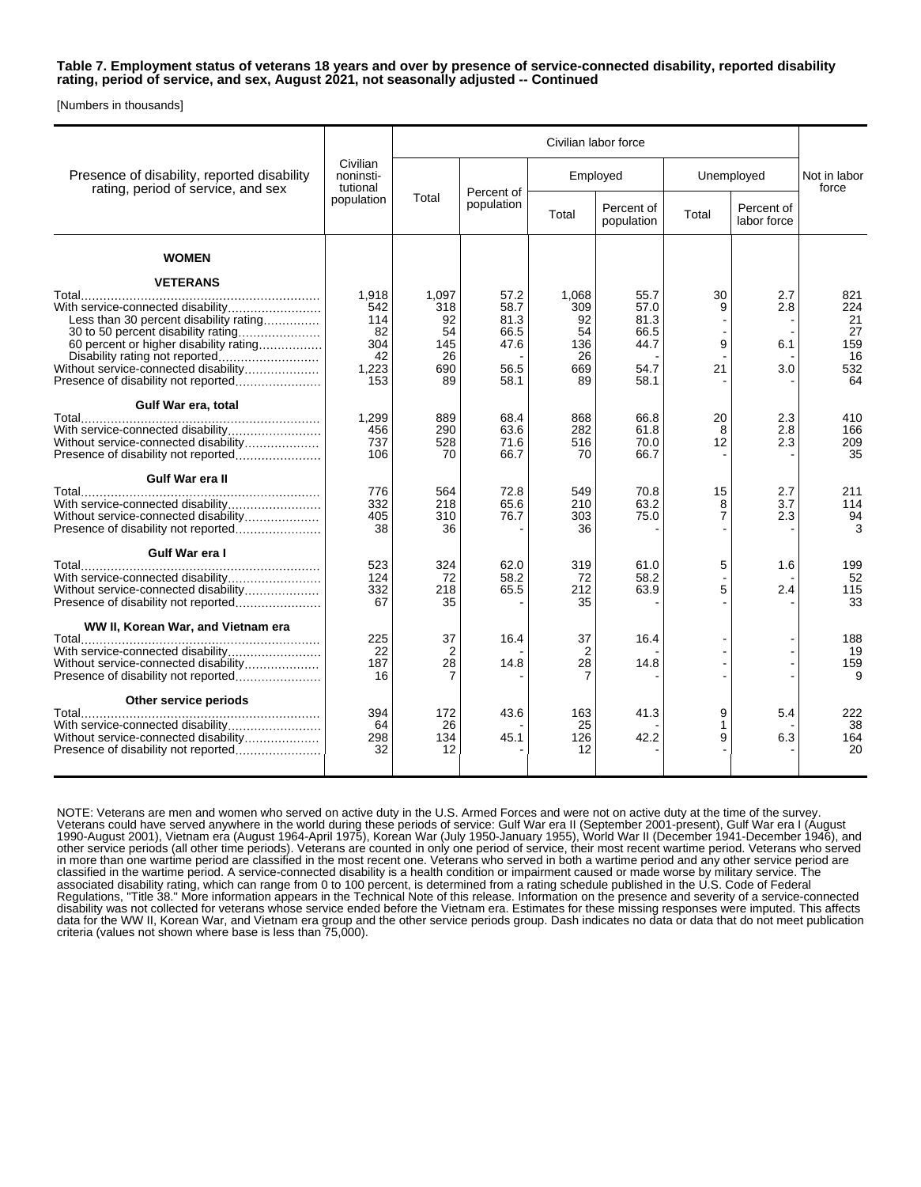**Table 7. Employment status of veterans 18 years and over by presence of service-connected disability, reported disability rating, period of service, and sex, August 2021, not seasonally adjusted -- Continued**

[Numbers in thousands]

| Presence of disability, reported disability rating, period of service, and sex | Civilian noninstitutional population | Civilian labor force | | | | | | Not in labor force |
|---|---|---|---|---|---|---|---|---|
| | | Total | Percent of population | Employed | | Unemployed | | |
| | | | | Total | Percent of population | Total | Percent of labor force | |
| **WOMEN** | | | | | | | | |
| **VETERANS** | | | | | | | | |
| Total | 1,918 | 1,097 | 57.2 | 1,068 | 55.7 | 30 | 2.7 | 821 |
| With service-connected disability | 542 | 318 | 58.7 | 309 | 57.0 | 9 | 2.8 | 224 |
| Less than 30 percent disability rating | 114 | 92 | 81.3 | 92 | 81.3 | - | - | 21 |
| 30 to 50 percent disability rating | 82 | 54 | 66.5 | 54 | 66.5 | - | - | 27 |
| 60 percent or higher disability rating | 304 | 145 | 47.6 | 136 | 44.7 | 9 | 6.1 | 159 |
| Disability rating not reported | 42 | 26 | - | 26 | - | - | - | 16 |
| Without service-connected disability | 1,223 | 690 | 56.5 | 669 | 54.7 | 21 | 3.0 | 532 |
| Presence of disability not reported | 153 | 89 | 58.1 | 89 | 58.1 | - | - | 64 |
| **Gulf War era, total** | | | | | | | | |
| Total | 1,299 | 889 | 68.4 | 868 | 66.8 | 20 | 2.3 | 410 |
| With service-connected disability | 456 | 290 | 63.6 | 282 | 61.8 | 8 | 2.8 | 166 |
| Without service-connected disability | 737 | 528 | 71.6 | 516 | 70.0 | 12 | 2.3 | 209 |
| Presence of disability not reported | 106 | 70 | 66.7 | 70 | 66.7 | - | - | 35 |
| **Gulf War era II** | | | | | | | | |
| Total | 776 | 564 | 72.8 | 549 | 70.8 | 15 | 2.7 | 211 |
| With service-connected disability | 332 | 218 | 65.6 | 210 | 63.2 | 8 | 3.7 | 114 |
| Without service-connected disability | 405 | 310 | 76.7 | 303 | 75.0 | 7 | 2.3 | 94 |
| Presence of disability not reported | 38 | 36 | - | 36 | - | - | - | 3 |
| **Gulf War era I** | | | | | | | | |
| Total | 523 | 324 | 62.0 | 319 | 61.0 | 5 | 1.6 | 199 |
| With service-connected disability | 124 | 72 | 58.2 | 72 | 58.2 | - | - | 52 |
| Without service-connected disability | 332 | 218 | 65.5 | 212 | 63.9 | 5 | 2.4 | 115 |
| Presence of disability not reported | 67 | 35 | - | 35 | - | - | - | 33 |
| **WW II, Korean War, and Vietnam era** | | | | | | | | |
| Total | 225 | 37 | 16.4 | 37 | 16.4 | - | - | 188 |
| With service-connected disability | 22 | 2 | - | 2 | - | - | - | 19 |
| Without service-connected disability | 187 | 28 | 14.8 | 28 | 14.8 | - | - | 159 |
| Presence of disability not reported | 16 | 7 | - | 7 | - | - | - | 9 |
| **Other service periods** | | | | | | | | |
| Total | 394 | 172 | 43.6 | 163 | 41.3 | 9 | 5.4 | 222 |
| With service-connected disability | 64 | 26 | - | 25 | - | 1 | - | 38 |
| Without service-connected disability | 298 | 134 | 45.1 | 126 | 42.2 | 9 | 6.3 | 164 |
| Presence of disability not reported | 32 | 12 | - | 12 | - | - | - | 20 |

NOTE: Veterans are men and women who served on active duty in the U.S. Armed Forces and were not on active duty at the time of the survey. Veterans could have served anywhere in the world during these periods of service: Gulf War era II (September 2001-present), Gulf War era I (August 1990-August 2001), Vietnam era (August 1964-April 1975), Korean War (July 1950-January 1955), World War II (December 1941-December 1946), and other service periods (all other time periods). Veterans are counted in only one period of service, their most recent wartime period. Veterans who served in more than one wartime period are classified in the most recent one. Veterans who served in both a wartime period and any other service period are classified in the wartime period. A service-connected disability is a health condition or impairment caused or made worse by military service. The associated disability rating, which can range from 0 to 100 percent, is determined from a rating schedule published in the U.S. Code of Federal Regulations, "Title 38." More information appears in the Technical Note of this release. Information on the presence and severity of a service-connected disability was not collected for veterans whose service ended before the Vietnam era. Estimates for these missing responses were imputed. This affects data for the WW II, Korean War, and Vietnam era group and the other service periods group. Dash indicates no data or data that do not meet publication criteria (values not shown where base is less than 75,000).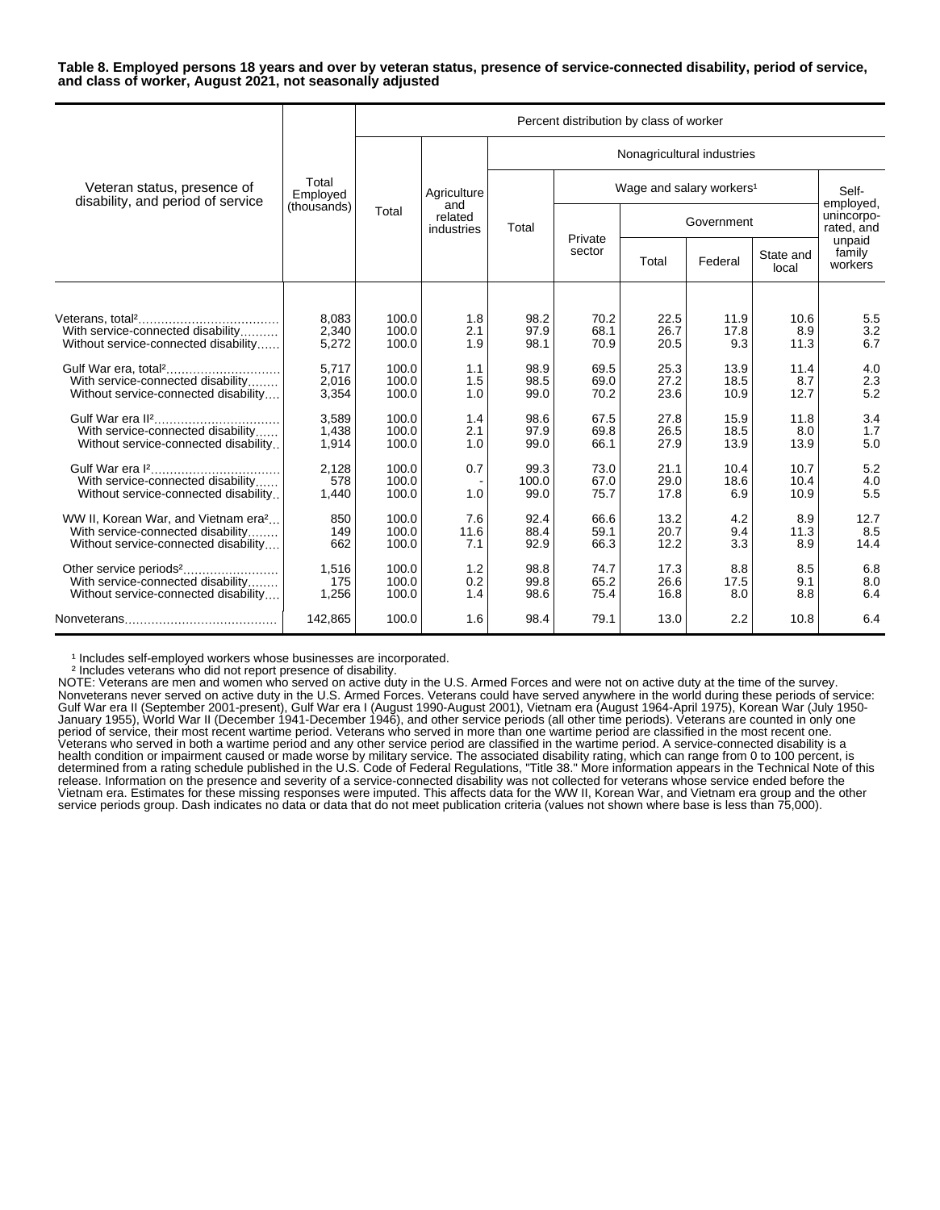**Table 8. Employed persons 18 years and over by veteran status, presence of service-connected disability, period of service, and class of worker, August 2021, not seasonally adjusted**

| Veteran status, presence of disability, and period of service | Total Employed (thousands) | Percent distribution by class of worker | | | | | | | |
|---|---|---|---|---|---|---|---|---|---|
| | | Total | Agriculture and related industries | Nonagricultural industries | | | | | |
| | | | | Total | Wage and salary workers[1] | | | | Self-employed, unincorporated, and unpaid family workers |
| | | | | | Private sector | Government | | | |
| | | | | | | Total | Federal | State and local | |
| Veterans, total[2] | 8,083 | 100.0 | 1.8 | 98.2 | 70.2 | 22.5 | 11.9 | 10.6 | 5.5 |
| With service-connected disability | 2,340 | 100.0 | 2.1 | 97.9 | 68.1 | 26.7 | 17.8 | 8.9 | 3.2 |
| Without service-connected disability | 5,272 | 100.0 | 1.9 | 98.1 | 70.9 | 20.5 | 9.3 | 11.3 | 6.7 |
| Gulf War era, total[2] | 5,717 | 100.0 | 1.1 | 98.9 | 69.5 | 25.3 | 13.9 | 11.4 | 4.0 |
| With service-connected disability | 2,016 | 100.0 | 1.5 | 98.5 | 69.0 | 27.2 | 18.5 | 8.7 | 2.3 |
| Without service-connected disability | 3,354 | 100.0 | 1.0 | 99.0 | 70.2 | 23.6 | 10.9 | 12.7 | 5.2 |
| Gulf War era II[2] | 3,589 | 100.0 | 1.4 | 98.6 | 67.5 | 27.8 | 15.9 | 11.8 | 3.4 |
| With service-connected disability | 1,438 | 100.0 | 2.1 | 97.9 | 69.8 | 26.5 | 18.5 | 8.0 | 1.7 |
| Without service-connected disability | 1,914 | 100.0 | 1.0 | 99.0 | 66.1 | 27.9 | 13.9 | 13.9 | 5.0 |
| Gulf War era I[2] | 2,128 | 100.0 | 0.7 | 99.3 | 73.0 | 21.1 | 10.4 | 10.7 | 5.2 |
| With service-connected disability | 578 | 100.0 | - | 100.0 | 67.0 | 29.0 | 18.6 | 10.4 | 4.0 |
| Without service-connected disability | 1,440 | 100.0 | 1.0 | 99.0 | 75.7 | 17.8 | 6.9 | 10.9 | 5.5 |
| WW II, Korean War, and Vietnam era[2] | 850 | 100.0 | 7.6 | 92.4 | 66.6 | 13.2 | 4.2 | 8.9 | 12.7 |
| With service-connected disability | 149 | 100.0 | 11.6 | 88.4 | 59.1 | 20.7 | 9.4 | 11.3 | 8.5 |
| Without service-connected disability | 662 | 100.0 | 7.1 | 92.9 | 66.3 | 12.2 | 3.3 | 8.9 | 14.4 |
| Other service periods[2] | 1,516 | 100.0 | 1.2 | 98.8 | 74.7 | 17.3 | 8.8 | 8.5 | 6.8 |
| With service-connected disability | 175 | 100.0 | 0.2 | 99.8 | 65.2 | 26.6 | 17.5 | 9.1 | 8.0 |
| Without service-connected disability | 1,256 | 100.0 | 1.4 | 98.6 | 75.4 | 16.8 | 8.0 | 8.8 | 6.4 |
| Nonveterans | 142,865 | 100.0 | 1.6 | 98.4 | 79.1 | 13.0 | 2.2 | 10.8 | 6.4 |

[1] Includes self-employed workers whose businesses are incorporated.
[2] Includes veterans who did not report presence of disability.

NOTE: Veterans are men and women who served on active duty in the U.S. Armed Forces and were not on active duty at the time of the survey. Nonveterans never served on active duty in the U.S. Armed Forces. Veterans could have served anywhere in the world during these periods of service: Gulf War era II (September 2001-present), Gulf War era I (August 1990-August 2001), Vietnam era (August 1964-April 1975), Korean War (July 1950-January 1955), World War II (December 1941-December 1946), and other service periods (all other time periods). Veterans are counted in only one period of service, their most recent wartime period. Veterans who served in more than one wartime period are classified in the most recent one. Veterans who served in both a wartime period and any other service period are classified in the wartime period. A service-connected disability is a health condition or impairment caused or made worse by military service. The associated disability rating, which can range from 0 to 100 percent, is determined from a rating schedule published in the U.S. Code of Federal Regulations, "Title 38." More information appears in the Technical Note of this release. Information on the presence and severity of a service-connected disability was not collected for veterans whose service ended before the Vietnam era. Estimates for these missing responses were imputed. This affects data for the WW II, Korean War, and Vietnam era group and the other service periods group. Dash indicates no data or data that do not meet publication criteria (values not shown where base is less than 75,000).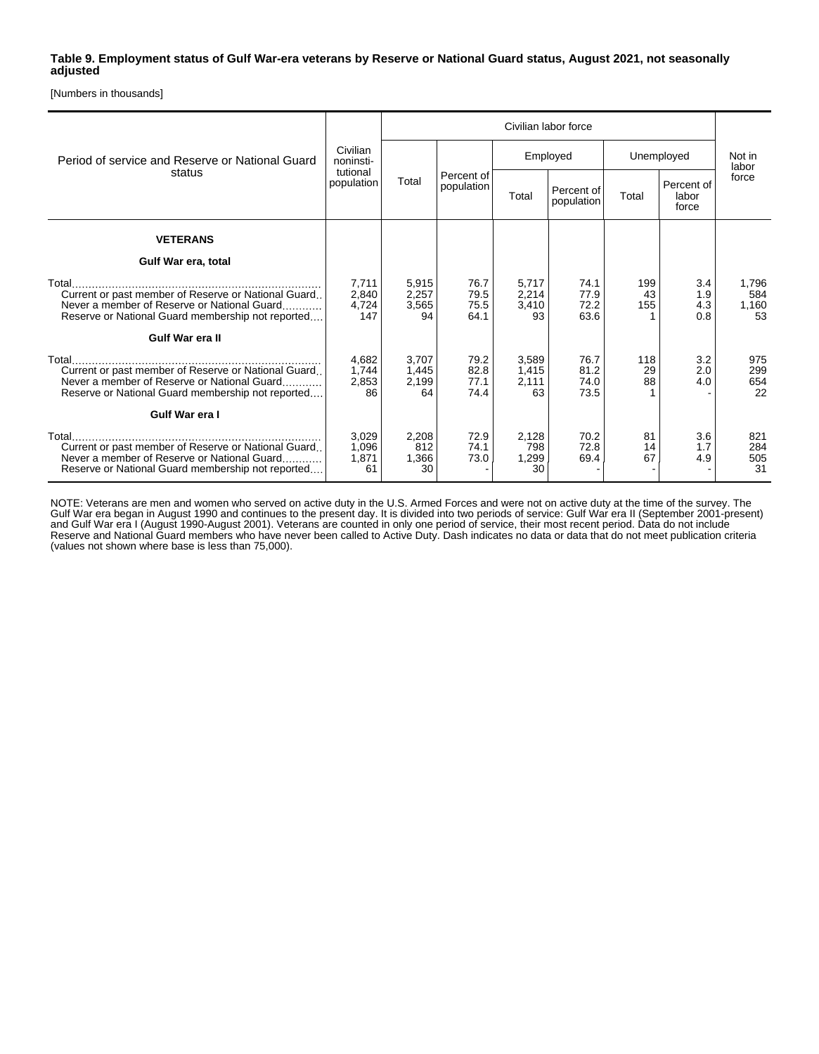**Table 9. Employment status of Gulf War-era veterans by Reserve or National Guard status, August 2021, not seasonally adjusted**

[Numbers in thousands]

| Period of service and Reserve or National Guard status | Civilian noninstitutional population | Civilian labor force | | | | | | Not in labor force |
|---|---|---|---|---|---|---|---|---|
| | | Total | Percent of population | Employed | | Unemployed | | |
| | | | | Total | Percent of population | Total | Percent of labor force | |
| **VETERANS** | | | | | | | | |
| **Gulf War era, total** | | | | | | | | |
| Total | 7,711 | 5,915 | 76.7 | 5,717 | 74.1 | 199 | 3.4 | 1,796 |
| Current or past member of Reserve or National Guard | 2,840 | 2,257 | 79.5 | 2,214 | 77.9 | 43 | 1.9 | 584 |
| Never a member of Reserve or National Guard | 4,724 | 3,565 | 75.5 | 3,410 | 72.2 | 155 | 4.3 | 1,160 |
| Reserve or National Guard membership not reported | 147 | 94 | 64.1 | 93 | 63.6 | 1 | 0.8 | 53 |
| **Gulf War era II** | | | | | | | | |
| Total | 4,682 | 3,707 | 79.2 | 3,589 | 76.7 | 118 | 3.2 | 975 |
| Current or past member of Reserve or National Guard | 1,744 | 1,445 | 82.8 | 1,415 | 81.2 | 29 | 2.0 | 299 |
| Never a member of Reserve or National Guard | 2,853 | 2,199 | 77.1 | 2,111 | 74.0 | 88 | 4.0 | 654 |
| Reserve or National Guard membership not reported | 86 | 64 | 74.4 | 63 | 73.5 | 1 | - | 22 |
| **Gulf War era I** | | | | | | | | |
| Total | 3,029 | 2,208 | 72.9 | 2,128 | 70.2 | 81 | 3.6 | 821 |
| Current or past member of Reserve or National Guard | 1,096 | 812 | 74.1 | 798 | 72.8 | 14 | 1.7 | 284 |
| Never a member of Reserve or National Guard | 1,871 | 1,366 | 73.0 | 1,299 | 69.4 | 67 | 4.9 | 505 |
| Reserve or National Guard membership not reported | 61 | 30 | - | 30 | - | - | - | 31 |

NOTE: Veterans are men and women who served on active duty in the U.S. Armed Forces and were not on active duty at the time of the survey. The Gulf War era began in August 1990 and continues to the present day. It is divided into two periods of service: Gulf War era II (September 2001-present) and Gulf War era I (August 1990-August 2001). Veterans are counted in only one period of service, their most recent period. Data do not include Reserve and National Guard members who have never been called to Active Duty. Dash indicates no data or data that do not meet publication criteria (values not shown where base is less than 75,000).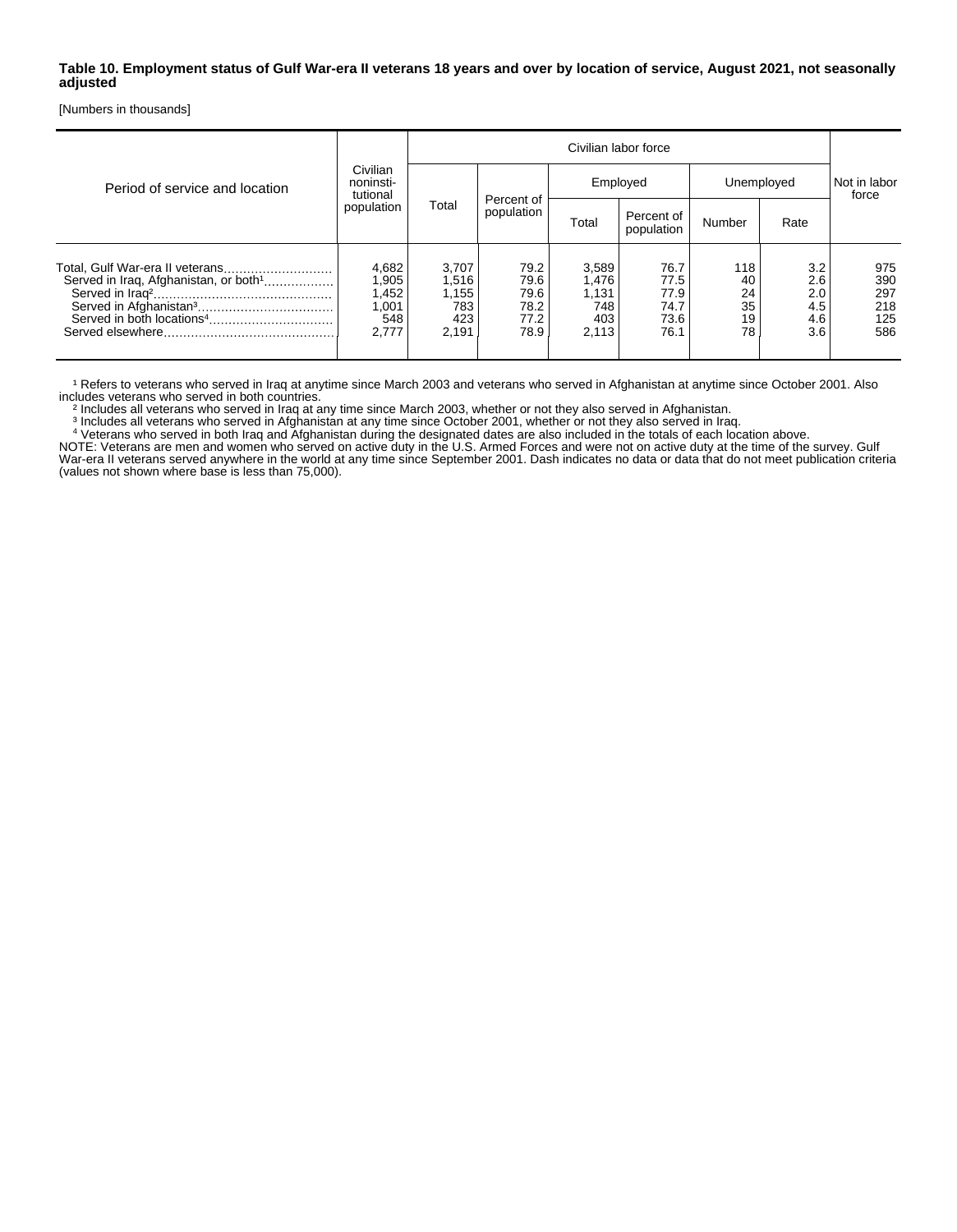**Table 10. Employment status of Gulf War-era II veterans 18 years and over by location of service, August 2021, not seasonally adjusted**

[Numbers in thousands]

| Period of service and location | Civilian noninstitutional population | Civilian labor force | | | | | | Not in labor force |
|---|---|---|---|---|---|---|---|---|
| | | Total | Percent of population | Employed | | Unemployed | | |
| | | | | Total | Percent of population | Number | Rate | |
| Total, Gulf War-era II veterans | 4,682 | 3,707 | 79.2 | 3,589 | 76.7 | 118 | 3.2 | 975 |
| Served in Iraq, Afghanistan, or both[1] | 1,905 | 1,516 | 79.6 | 1,476 | 77.5 | 40 | 2.6 | 390 |
| Served in Iraq[2] | 1,452 | 1,155 | 79.6 | 1,131 | 77.9 | 24 | 2.0 | 297 |
| Served in Afghanistan[3] | 1,001 | 783 | 78.2 | 748 | 74.7 | 35 | 4.5 | 218 |
| Served in both locations[4] | 548 | 423 | 77.2 | 403 | 73.6 | 19 | 4.6 | 125 |
| Served elsewhere | 2,777 | 2,191 | 78.9 | 2,113 | 76.1 | 78 | 3.6 | 586 |

[1] Refers to veterans who served in Iraq at anytime since March 2003 and veterans who served in Afghanistan at anytime since October 2001. Also includes veterans who served in both countries.

[2] Includes all veterans who served in Iraq at any time since March 2003, whether or not they also served in Afghanistan.

[3] Includes all veterans who served in Afghanistan at any time since October 2001, whether or not they also served in Iraq.

[4] Veterans who served in both Iraq and Afghanistan during the designated dates are also included in the totals of each location above.

NOTE: Veterans are men and women who served on active duty in the U.S. Armed Forces and were not on active duty at the time of the survey. Gulf War-era II veterans served anywhere in the world at any time since September 2001. Dash indicates no data or data that do not meet publication criteria (values not shown where base is less than 75,000).